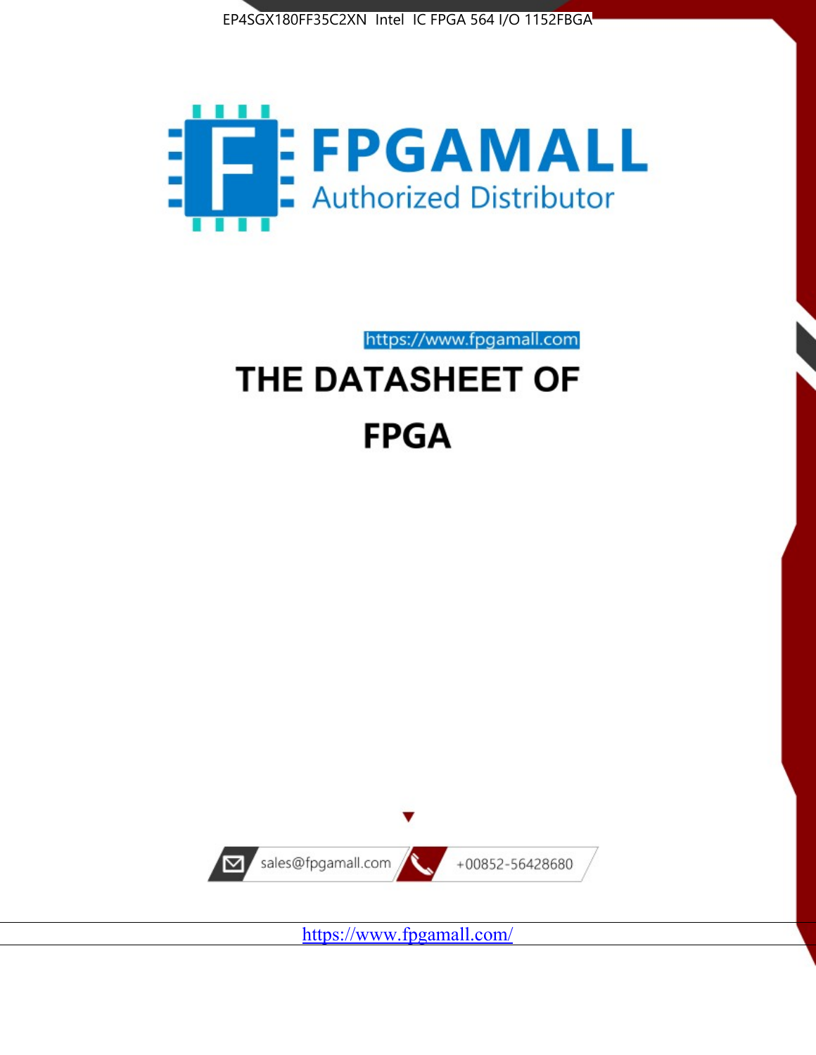EP4SGX180FF35C2XN Intel IC FPGA 564 I/O 1152FBGA

FPGAMALL

Authorized Distributor

https://www.fpgamall.com

# THE DATASHEET OF

# FPGA

sales@fpgamall.com

+00852-56428680

https://www.fpgamall.com/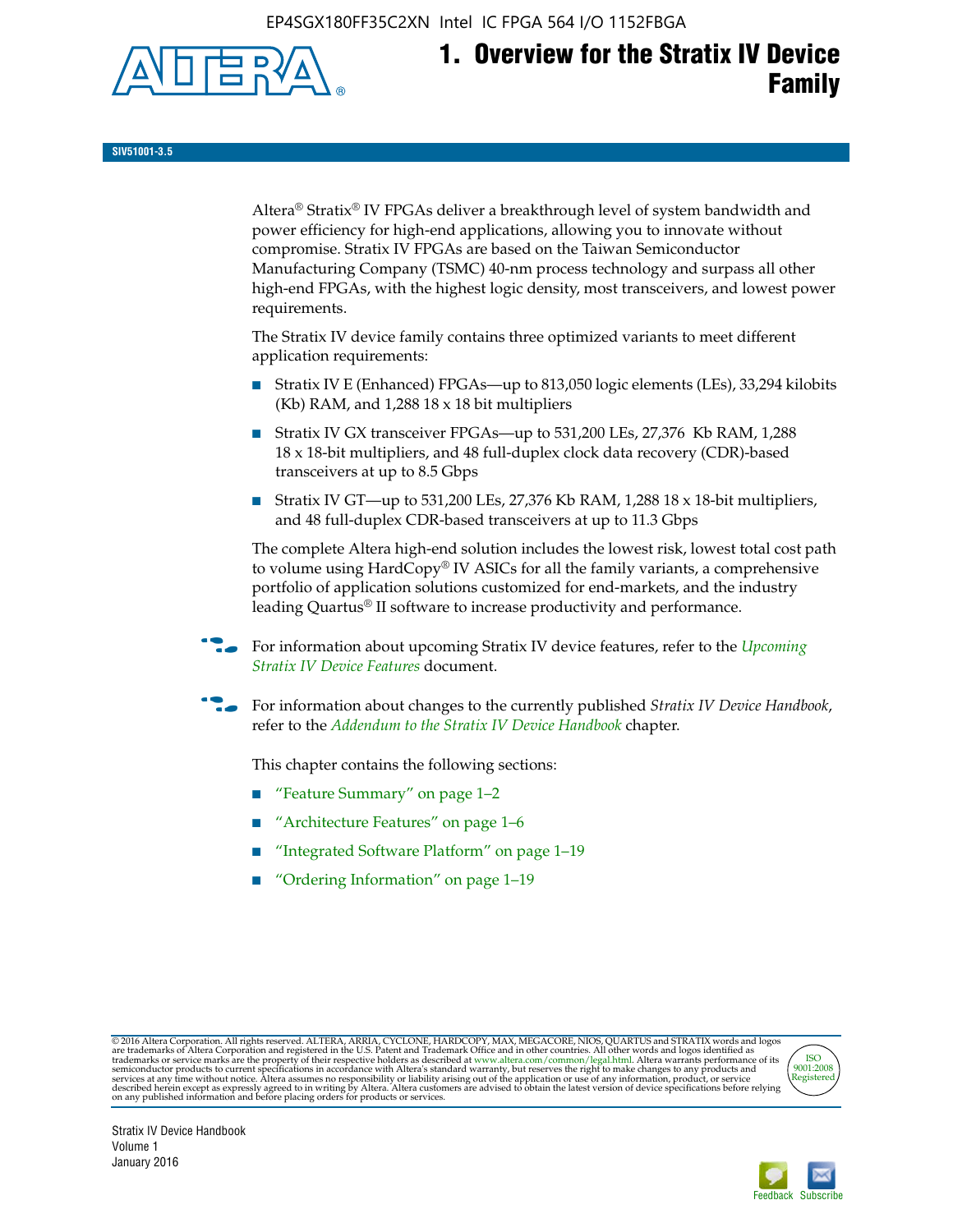# 1. Overview for the Stratix IV Device Family

**SIV51001-3.5**

Altera® Stratix® IV FPGAs deliver a breakthrough level of system bandwidth and power efficiency for high-end applications, allowing you to innovate without compromise. Stratix IV FPGAs are based on the Taiwan Semiconductor Manufacturing Company (TSMC) 40-nm process technology and surpass all other high-end FPGAs, with the highest logic density, most transceivers, and lowest power requirements.

The Stratix IV device family contains three optimized variants to meet different application requirements:

- Stratix IV E (Enhanced) FPGAs—up to 813,050 logic elements (LEs), 33,294 kilobits (Kb) RAM, and 1,288 18 x 18 bit multipliers
- Stratix IV GX transceiver FPGAs—up to 531,200 LEs, 27,376 Kb RAM, 1,288 18 x 18-bit multipliers, and 48 full-duplex clock data recovery (CDR)-based transceivers at up to 8.5 Gbps
- Stratix IV GT—up to 531,200 LEs, 27,376 Kb RAM, 1,288 18 x 18-bit multipliers, and 48 full-duplex CDR-based transceivers at up to 11.3 Gbps

The complete Altera high-end solution includes the lowest risk, lowest total cost path to volume using HardCopy® IV ASICs for all the family variants, a comprehensive portfolio of application solutions customized for end-markets, and the industry leading Quartus® II software to increase productivity and performance.

For information about upcoming Stratix IV device features, refer to the *Upcoming Stratix IV Device Features* document.

For information about changes to the currently published *Stratix IV Device Handbook*, refer to the *Addendum to the Stratix IV Device Handbook* chapter.

This chapter contains the following sections:

- "Feature Summary" on page 1–2
- "Architecture Features" on page 1–6
- "Integrated Software Platform" on page 1–19
- "Ordering Information" on page 1–19

© 2016 Altera Corporation. All rights reserved. ALTERA, ARRIA, CYCLONE, HARDCOPY, MAX, MEGACORE, NIOS, QUARTUS and STRATIX words and logos are trademarks of Altera Corporation and registered in the U.S. Patent and Trademark Office and in other countries. All other words and logos identified as trademarks or service marks are the property of their respective holders as described at www.altera.com/common/legal.html. Altera warrants performance of its semiconductor products to current specifications in accordance with Altera's standard warranty, but reserves the right to make changes to any products and services at any time without notice. Altera assumes no responsibility or liability arising out of the application or use of any information, product, or service described herein except as expressly agreed to in writing by Altera. Altera customers are advised to obtain the latest version of device specifications before relying on any published information and before placing orders for products or services.

Stratix IV Device Handbook
Volume 1
January 2016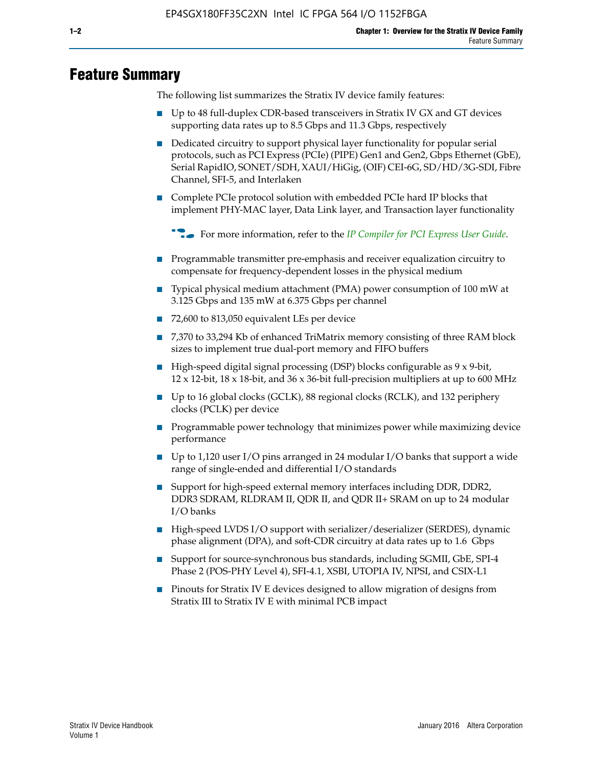# Feature Summary

The following list summarizes the Stratix IV device family features:

- Up to 48 full-duplex CDR-based transceivers in Stratix IV GX and GT devices supporting data rates up to 8.5 Gbps and 11.3 Gbps, respectively
- Dedicated circuitry to support physical layer functionality for popular serial protocols, such as PCI Express (PCIe) (PIPE) Gen1 and Gen2, Gbps Ethernet (GbE), Serial RapidIO, SONET/SDH, XAUI/HiGig, (OIF) CEI-6G, SD/HD/3G-SDI, Fibre Channel, SFI-5, and Interlaken
- Complete PCIe protocol solution with embedded PCIe hard IP blocks that implement PHY-MAC layer, Data Link layer, and Transaction layer functionality

  For more information, refer to the *IP Compiler for PCI Express User Guide*.

- Programmable transmitter pre-emphasis and receiver equalization circuitry to compensate for frequency-dependent losses in the physical medium
- Typical physical medium attachment (PMA) power consumption of 100 mW at 3.125 Gbps and 135 mW at 6.375 Gbps per channel
- 72,600 to 813,050 equivalent LEs per device
- 7,370 to 33,294 Kb of enhanced TriMatrix memory consisting of three RAM block sizes to implement true dual-port memory and FIFO buffers
- High-speed digital signal processing (DSP) blocks configurable as 9 x 9-bit, 12 x 12-bit, 18 x 18-bit, and 36 x 36-bit full-precision multipliers at up to 600 MHz
- Up to 16 global clocks (GCLK), 88 regional clocks (RCLK), and 132 periphery clocks (PCLK) per device
- Programmable power technology that minimizes power while maximizing device performance
- Up to 1,120 user I/O pins arranged in 24 modular I/O banks that support a wide range of single-ended and differential I/O standards
- Support for high-speed external memory interfaces including DDR, DDR2, DDR3 SDRAM, RLDRAM II, QDR II, and QDR II+ SRAM on up to 24 modular I/O banks
- High-speed LVDS I/O support with serializer/deserializer (SERDES), dynamic phase alignment (DPA), and soft-CDR circuitry at data rates up to 1.6 Gbps
- Support for source-synchronous bus standards, including SGMII, GbE, SPI-4 Phase 2 (POS-PHY Level 4), SFI-4.1, XSBI, UTOPIA IV, NPSI, and CSIX-L1
- Pinouts for Stratix IV E devices designed to allow migration of designs from Stratix III to Stratix IV E with minimal PCB impact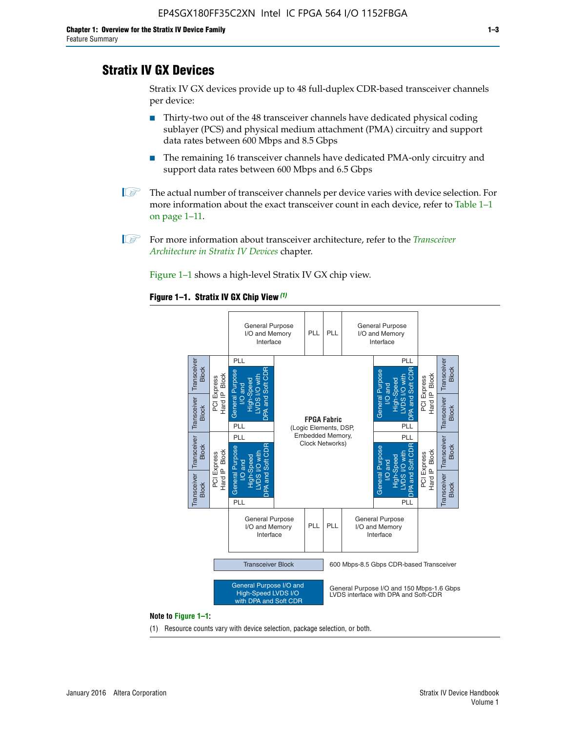## Stratix IV GX Devices

Stratix IV GX devices provide up to 48 full-duplex CDR-based transceiver channels per device:

- Thirty-two out of the 48 transceiver channels have dedicated physical coding sublayer (PCS) and physical medium attachment (PMA) circuitry and support data rates between 600 Mbps and 8.5 Gbps
- The remaining 16 transceiver channels have dedicated PMA-only circuitry and support data rates between 600 Mbps and 6.5 Gbps

The actual number of transceiver channels per device varies with device selection. For more information about the exact transceiver count in each device, refer to Table 1–1 on page 1–11.

For more information about transceiver architecture, refer to the *Transceiver Architecture in Stratix IV Devices* chapter.

Figure 1–1 shows a high-level Stratix IV GX chip view.

**Figure 1–1. Stratix IV GX Chip View (1)**

**Note to Figure 1–1:**

(1) Resource counts vary with device selection, package selection, or both.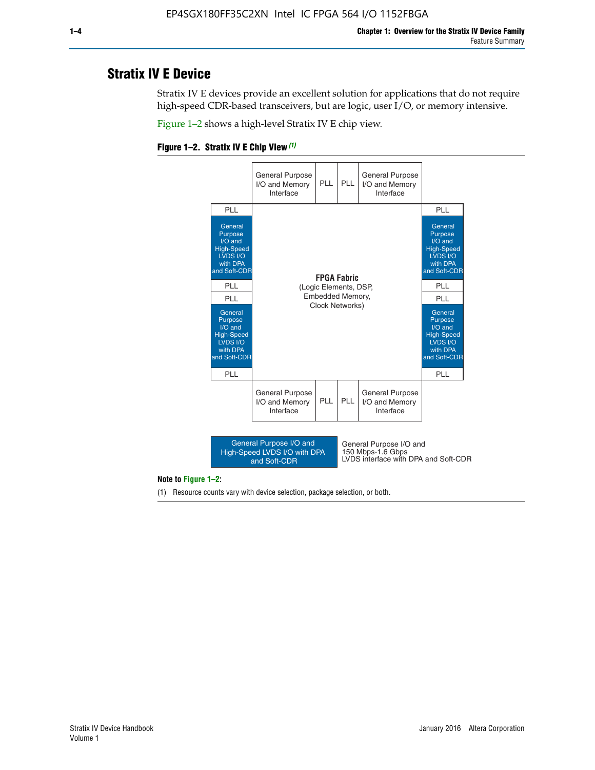## Stratix IV E Device

Stratix IV E devices provide an excellent solution for applications that do not require high-speed CDR-based transceivers, but are logic, user I/O, or memory intensive.

Figure 1–2 shows a high-level Stratix IV E chip view.

**Figure 1–2. Stratix IV E Chip View** *(1)*

| | General Purpose I/O and Memory Interface | PLL | PLL | General Purpose I/O and Memory Interface | |
|---|---|---|---|---|---|
| PLL | | | | | PLL |
| General Purpose I/O and High-Speed LVDS I/O with DPA and Soft-CDR | **FPGA Fabric** (Logic Elements, DSP, Embedded Memory, Clock Networks) | | | | General Purpose I/O and High-Speed LVDS I/O with DPA and Soft-CDR |
| PLL | | | | | PLL |
| PLL | | | | | PLL |
| General Purpose I/O and High-Speed LVDS I/O with DPA and Soft-CDR | | | | | General Purpose I/O and High-Speed LVDS I/O with DPA and Soft-CDR |
| PLL | | | | | PLL |
| | General Purpose I/O and Memory Interface | PLL | PLL | General Purpose I/O and Memory Interface | |

Legend: General Purpose I/O and High-Speed LVDS I/O with DPA and Soft-CDR — General Purpose I/O and 150 Mbps-1.6 Gbps LVDS interface with DPA and Soft-CDR

**Note to Figure 1–2:**

(1) Resource counts vary with device selection, package selection, or both.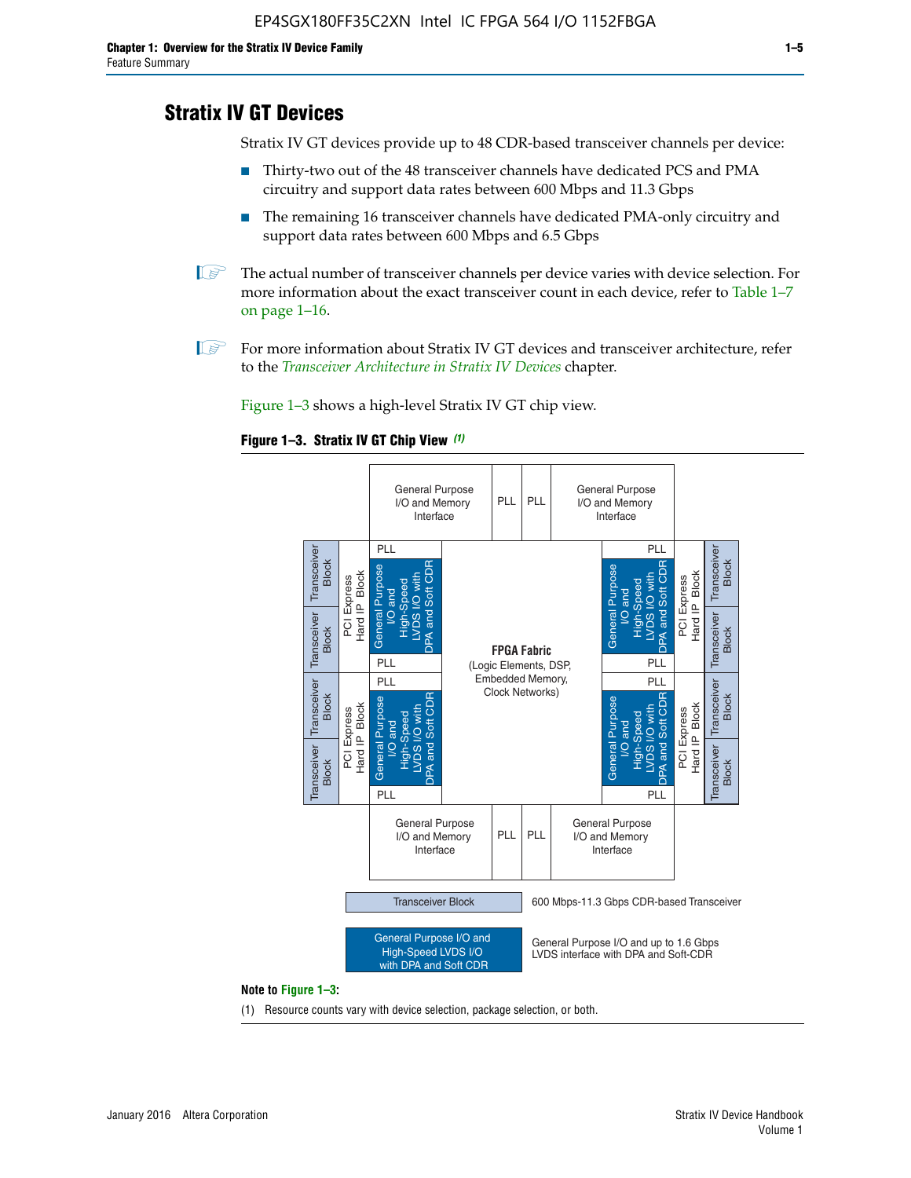# Stratix IV GT Devices

Stratix IV GT devices provide up to 48 CDR-based transceiver channels per device:

- Thirty-two out of the 48 transceiver channels have dedicated PCS and PMA circuitry and support data rates between 600 Mbps and 11.3 Gbps
- The remaining 16 transceiver channels have dedicated PMA-only circuitry and support data rates between 600 Mbps and 6.5 Gbps

The actual number of transceiver channels per device varies with device selection. For more information about the exact transceiver count in each device, refer to Table 1–7 on page 1–16.

For more information about Stratix IV GT devices and transceiver architecture, refer to the *Transceiver Architecture in Stratix IV Devices* chapter.

Figure 1–3 shows a high-level Stratix IV GT chip view.

**Figure 1–3. Stratix IV GT Chip View** *(1)*

General Purpose I/O and Memory Interface | PLL | PLL | General Purpose I/O and Memory Interface

Transceiver Block | Transceiver Block | PCI Express Hard IP Block | PLL | General Purpose I/O and High-Speed LVDS I/O with DPA and Soft CDR | PLL

Transceiver Block | Transceiver Block | PCI Express Hard IP Block | PLL | General Purpose I/O and High-Speed LVDS I/O with DPA and Soft CDR | PLL

**FPGA Fabric** (Logic Elements, DSP, Embedded Memory, Clock Networks)

PLL | General Purpose I/O and High-Speed LVDS I/O with DPA and Soft CDR | PLL | PCI Express Hard IP Block | Transceiver Block | Transceiver Block

PLL | General Purpose I/O and High-Speed LVDS I/O with DPA and Soft CDR | PLL | PCI Express Hard IP Block | Transceiver Block | Transceiver Block

General Purpose I/O and Memory Interface | PLL | PLL | General Purpose I/O and Memory Interface

Legend:

- Transceiver Block: 600 Mbps-11.3 Gbps CDR-based Transceiver
- General Purpose I/O and High-Speed LVDS I/O with DPA and Soft CDR: General Purpose I/O and up to 1.6 Gbps LVDS interface with DPA and Soft-CDR

**Note to Figure 1–3:**

(1) Resource counts vary with device selection, package selection, or both.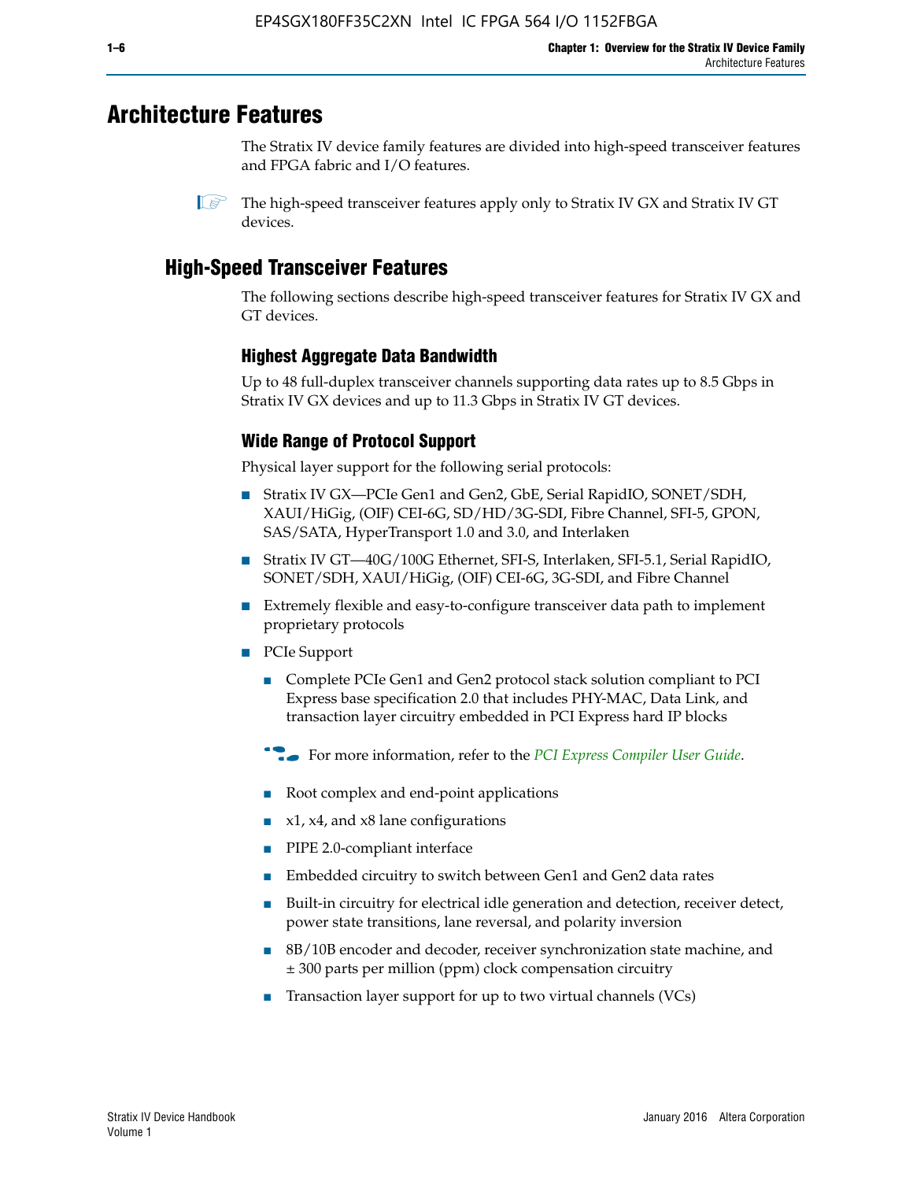# Architecture Features

The Stratix IV device family features are divided into high-speed transceiver features and FPGA fabric and I/O features.

The high-speed transceiver features apply only to Stratix IV GX and Stratix IV GT devices.

## High-Speed Transceiver Features

The following sections describe high-speed transceiver features for Stratix IV GX and GT devices.

### Highest Aggregate Data Bandwidth

Up to 48 full-duplex transceiver channels supporting data rates up to 8.5 Gbps in Stratix IV GX devices and up to 11.3 Gbps in Stratix IV GT devices.

### Wide Range of Protocol Support

Physical layer support for the following serial protocols:

- Stratix IV GX—PCIe Gen1 and Gen2, GbE, Serial RapidIO, SONET/SDH, XAUI/HiGig, (OIF) CEI-6G, SD/HD/3G-SDI, Fibre Channel, SFI-5, GPON, SAS/SATA, HyperTransport 1.0 and 3.0, and Interlaken
- Stratix IV GT—40G/100G Ethernet, SFI-S, Interlaken, SFI-5.1, Serial RapidIO, SONET/SDH, XAUI/HiGig, (OIF) CEI-6G, 3G-SDI, and Fibre Channel
- Extremely flexible and easy-to-configure transceiver data path to implement proprietary protocols
- PCIe Support
  - Complete PCIe Gen1 and Gen2 protocol stack solution compliant to PCI Express base specification 2.0 that includes PHY-MAC, Data Link, and transaction layer circuitry embedded in PCI Express hard IP blocks

  For more information, refer to the *PCI Express Compiler User Guide*.

  - Root complex and end-point applications
  - x1, x4, and x8 lane configurations
  - PIPE 2.0-compliant interface
  - Embedded circuitry to switch between Gen1 and Gen2 data rates
  - Built-in circuitry for electrical idle generation and detection, receiver detect, power state transitions, lane reversal, and polarity inversion
  - 8B/10B encoder and decoder, receiver synchronization state machine, and ± 300 parts per million (ppm) clock compensation circuitry
  - Transaction layer support for up to two virtual channels (VCs)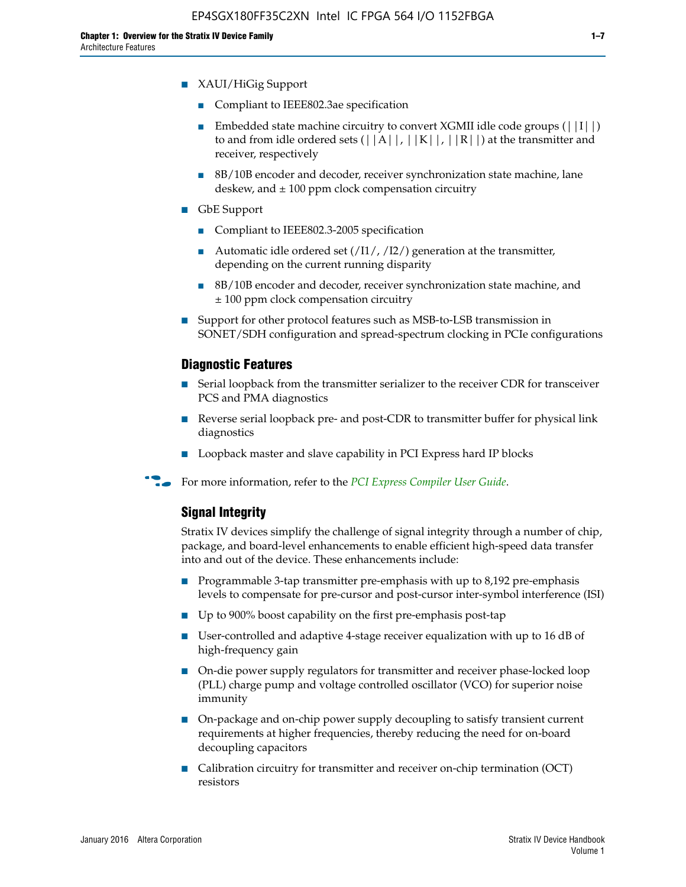- XAUI/HiGig Support
  - Compliant to IEEE802.3ae specification
  - Embedded state machine circuitry to convert XGMII idle code groups (||I||) to and from idle ordered sets (||A||, ||K||, ||R||) at the transmitter and receiver, respectively
  - 8B/10B encoder and decoder, receiver synchronization state machine, lane deskew, and ± 100 ppm clock compensation circuitry
- GbE Support
  - Compliant to IEEE802.3-2005 specification
  - Automatic idle ordered set (/I1/, /I2/) generation at the transmitter, depending on the current running disparity
  - 8B/10B encoder and decoder, receiver synchronization state machine, and ± 100 ppm clock compensation circuitry
- Support for other protocol features such as MSB-to-LSB transmission in SONET/SDH configuration and spread-spectrum clocking in PCIe configurations

### Diagnostic Features

- Serial loopback from the transmitter serializer to the receiver CDR for transceiver PCS and PMA diagnostics
- Reverse serial loopback pre- and post-CDR to transmitter buffer for physical link diagnostics
- Loopback master and slave capability in PCI Express hard IP blocks

For more information, refer to the *PCI Express Compiler User Guide*.

### Signal Integrity

Stratix IV devices simplify the challenge of signal integrity through a number of chip, package, and board-level enhancements to enable efficient high-speed data transfer into and out of the device. These enhancements include:

- Programmable 3-tap transmitter pre-emphasis with up to 8,192 pre-emphasis levels to compensate for pre-cursor and post-cursor inter-symbol interference (ISI)
- Up to 900% boost capability on the first pre-emphasis post-tap
- User-controlled and adaptive 4-stage receiver equalization with up to 16 dB of high-frequency gain
- On-die power supply regulators for transmitter and receiver phase-locked loop (PLL) charge pump and voltage controlled oscillator (VCO) for superior noise immunity
- On-package and on-chip power supply decoupling to satisfy transient current requirements at higher frequencies, thereby reducing the need for on-board decoupling capacitors
- Calibration circuitry for transmitter and receiver on-chip termination (OCT) resistors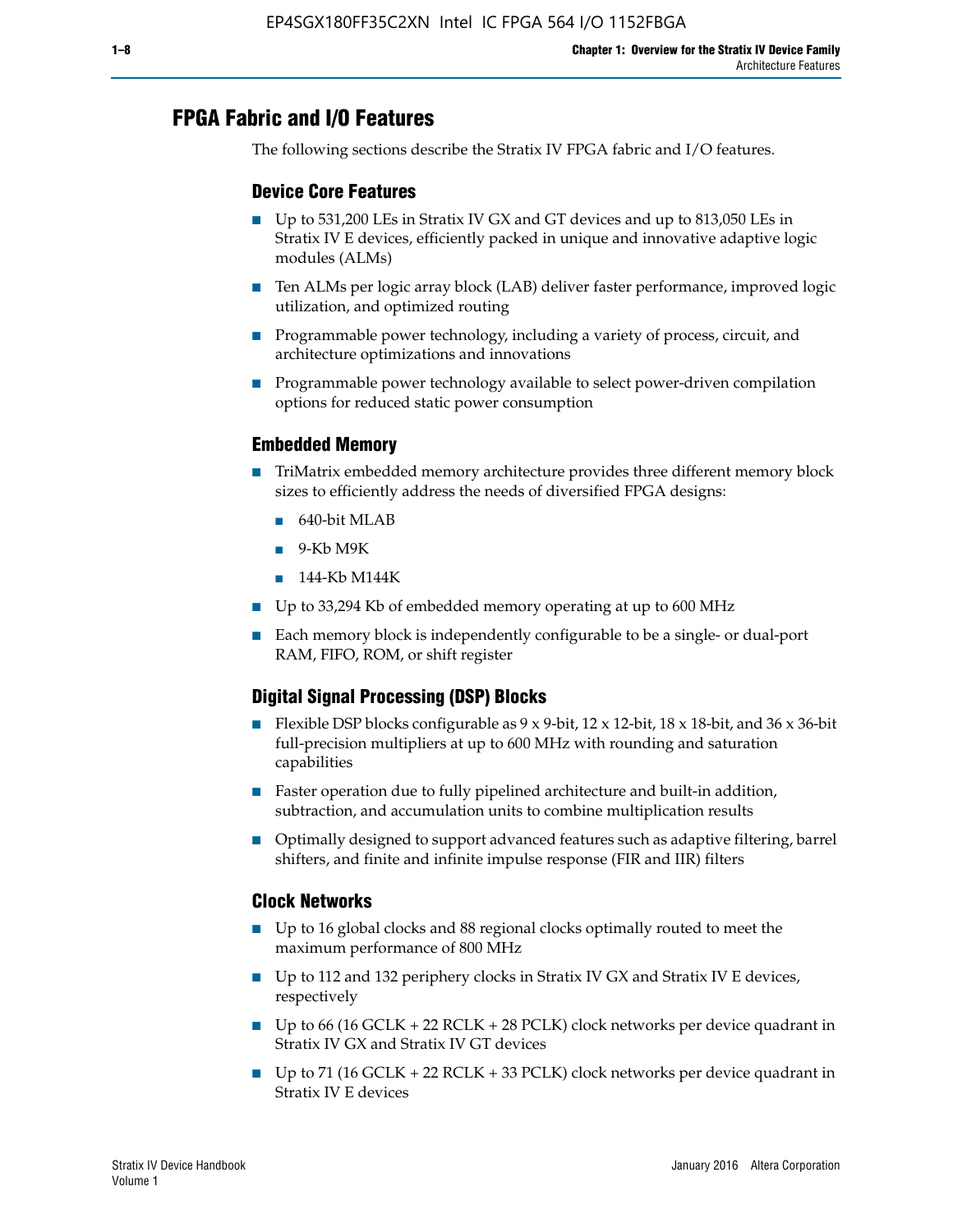## FPGA Fabric and I/O Features

The following sections describe the Stratix IV FPGA fabric and I/O features.

### Device Core Features

- Up to 531,200 LEs in Stratix IV GX and GT devices and up to 813,050 LEs in Stratix IV E devices, efficiently packed in unique and innovative adaptive logic modules (ALMs)
- Ten ALMs per logic array block (LAB) deliver faster performance, improved logic utilization, and optimized routing
- Programmable power technology, including a variety of process, circuit, and architecture optimizations and innovations
- Programmable power technology available to select power-driven compilation options for reduced static power consumption

### Embedded Memory

- TriMatrix embedded memory architecture provides three different memory block sizes to efficiently address the needs of diversified FPGA designs:
  - 640-bit MLAB
  - 9-Kb M9K
  - 144-Kb M144K
- Up to 33,294 Kb of embedded memory operating at up to 600 MHz
- Each memory block is independently configurable to be a single- or dual-port RAM, FIFO, ROM, or shift register

### Digital Signal Processing (DSP) Blocks

- Flexible DSP blocks configurable as 9 x 9-bit, 12 x 12-bit, 18 x 18-bit, and 36 x 36-bit full-precision multipliers at up to 600 MHz with rounding and saturation capabilities
- Faster operation due to fully pipelined architecture and built-in addition, subtraction, and accumulation units to combine multiplication results
- Optimally designed to support advanced features such as adaptive filtering, barrel shifters, and finite and infinite impulse response (FIR and IIR) filters

### Clock Networks

- Up to 16 global clocks and 88 regional clocks optimally routed to meet the maximum performance of 800 MHz
- Up to 112 and 132 periphery clocks in Stratix IV GX and Stratix IV E devices, respectively
- Up to 66 (16 GCLK + 22 RCLK + 28 PCLK) clock networks per device quadrant in Stratix IV GX and Stratix IV GT devices
- Up to 71 (16 GCLK + 22 RCLK + 33 PCLK) clock networks per device quadrant in Stratix IV E devices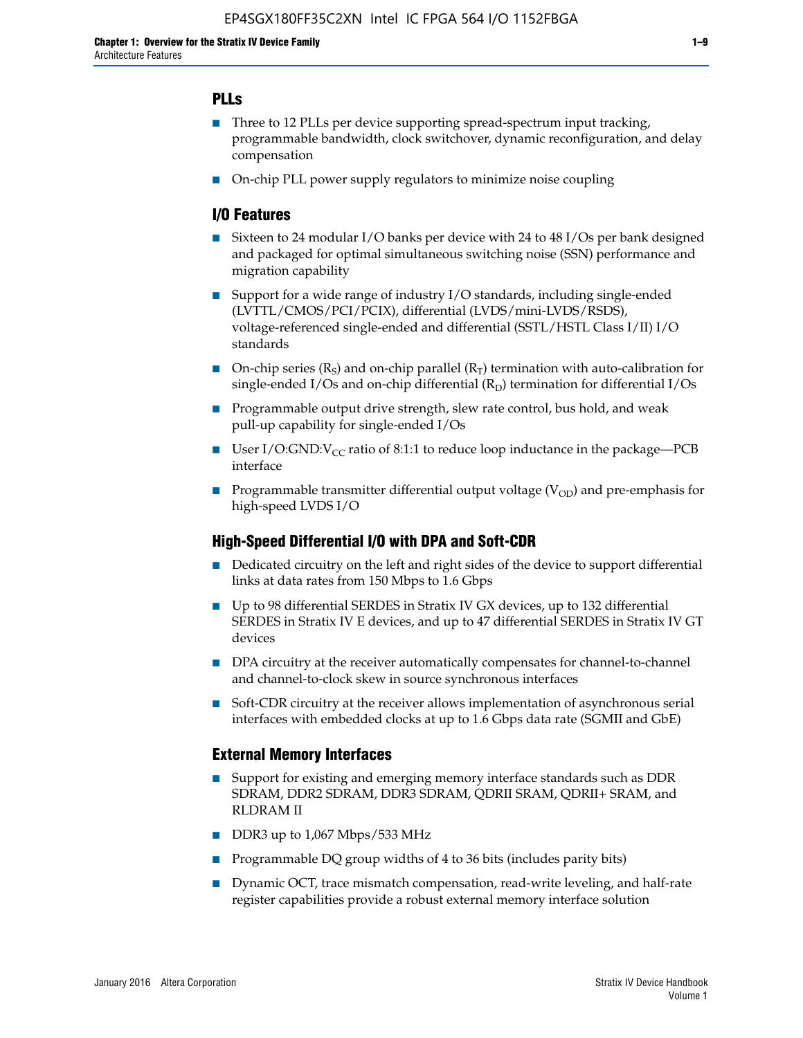## PLLs

- Three to 12 PLLs per device supporting spread-spectrum input tracking, programmable bandwidth, clock switchover, dynamic reconfiguration, and delay compensation
- On-chip PLL power supply regulators to minimize noise coupling

## I/O Features

- Sixteen to 24 modular I/O banks per device with 24 to 48 I/Os per bank designed and packaged for optimal simultaneous switching noise (SSN) performance and migration capability
- Support for a wide range of industry I/O standards, including single-ended (LVTTL/CMOS/PCI/PCIX), differential (LVDS/mini-LVDS/RSDS), voltage-referenced single-ended and differential (SSTL/HSTL Class I/II) I/O standards
- On-chip series ($R_S$) and on-chip parallel ($R_T$) termination with auto-calibration for single-ended I/Os and on-chip differential ($R_D$) termination for differential I/Os
- Programmable output drive strength, slew rate control, bus hold, and weak pull-up capability for single-ended I/Os
- User I/O:GND:$V_{CC}$ ratio of 8:1:1 to reduce loop inductance in the package—PCB interface
- Programmable transmitter differential output voltage ($V_{OD}$) and pre-emphasis for high-speed LVDS I/O

## High-Speed Differential I/O with DPA and Soft-CDR

- Dedicated circuitry on the left and right sides of the device to support differential links at data rates from 150 Mbps to 1.6 Gbps
- Up to 98 differential SERDES in Stratix IV GX devices, up to 132 differential SERDES in Stratix IV E devices, and up to 47 differential SERDES in Stratix IV GT devices
- DPA circuitry at the receiver automatically compensates for channel-to-channel and channel-to-clock skew in source synchronous interfaces
- Soft-CDR circuitry at the receiver allows implementation of asynchronous serial interfaces with embedded clocks at up to 1.6 Gbps data rate (SGMII and GbE)

## External Memory Interfaces

- Support for existing and emerging memory interface standards such as DDR SDRAM, DDR2 SDRAM, DDR3 SDRAM, QDRII SRAM, QDRII+ SRAM, and RLDRAM II
- DDR3 up to 1,067 Mbps/533 MHz
- Programmable DQ group widths of 4 to 36 bits (includes parity bits)
- Dynamic OCT, trace mismatch compensation, read-write leveling, and half-rate register capabilities provide a robust external memory interface solution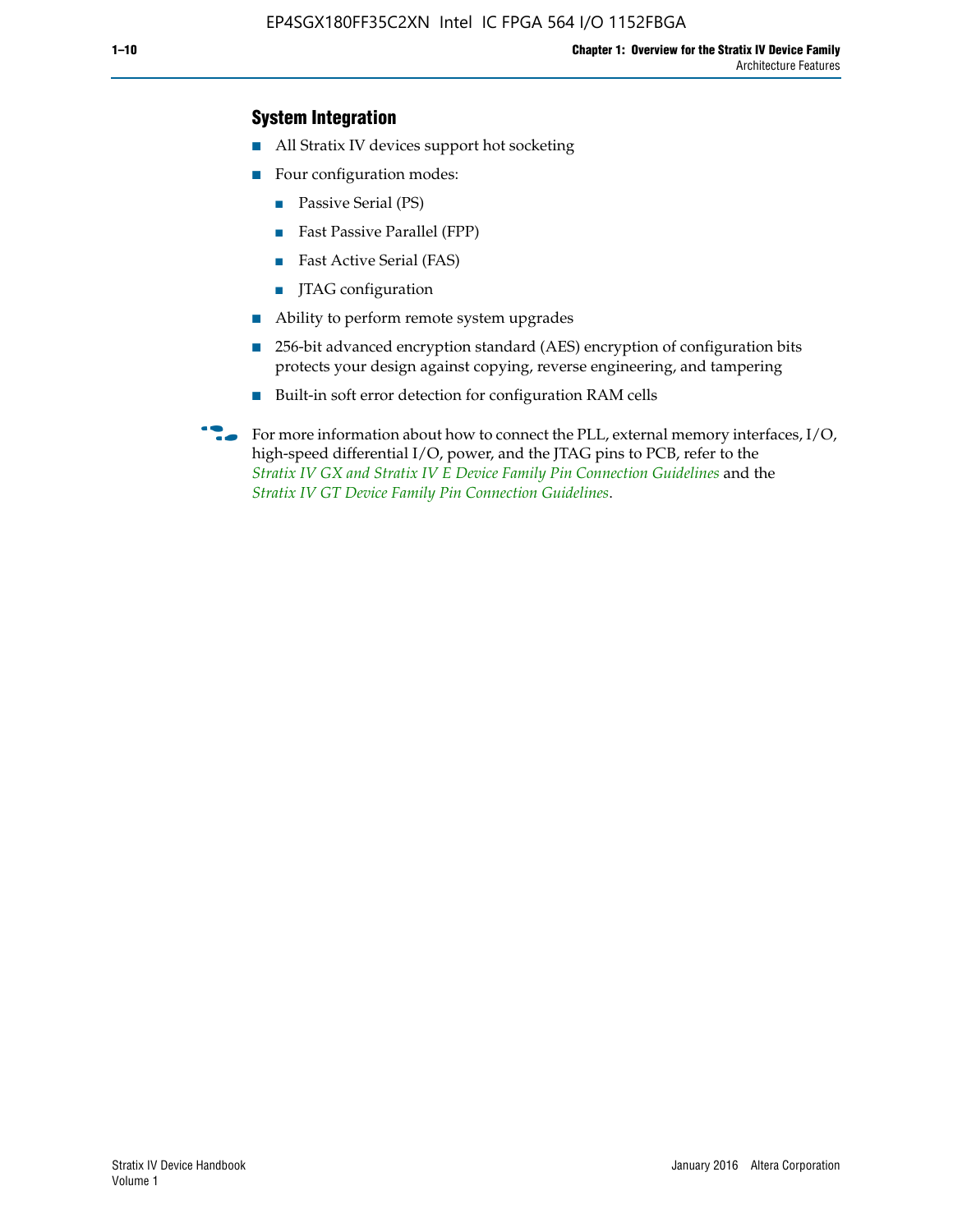## System Integration

- All Stratix IV devices support hot socketing
- Four configuration modes:
  - Passive Serial (PS)
  - Fast Passive Parallel (FPP)
  - Fast Active Serial (FAS)
  - JTAG configuration
- Ability to perform remote system upgrades
- 256-bit advanced encryption standard (AES) encryption of configuration bits protects your design against copying, reverse engineering, and tampering
- Built-in soft error detection for configuration RAM cells

For more information about how to connect the PLL, external memory interfaces, I/O, high-speed differential I/O, power, and the JTAG pins to PCB, refer to the *Stratix IV GX and Stratix IV E Device Family Pin Connection Guidelines* and the *Stratix IV GT Device Family Pin Connection Guidelines*.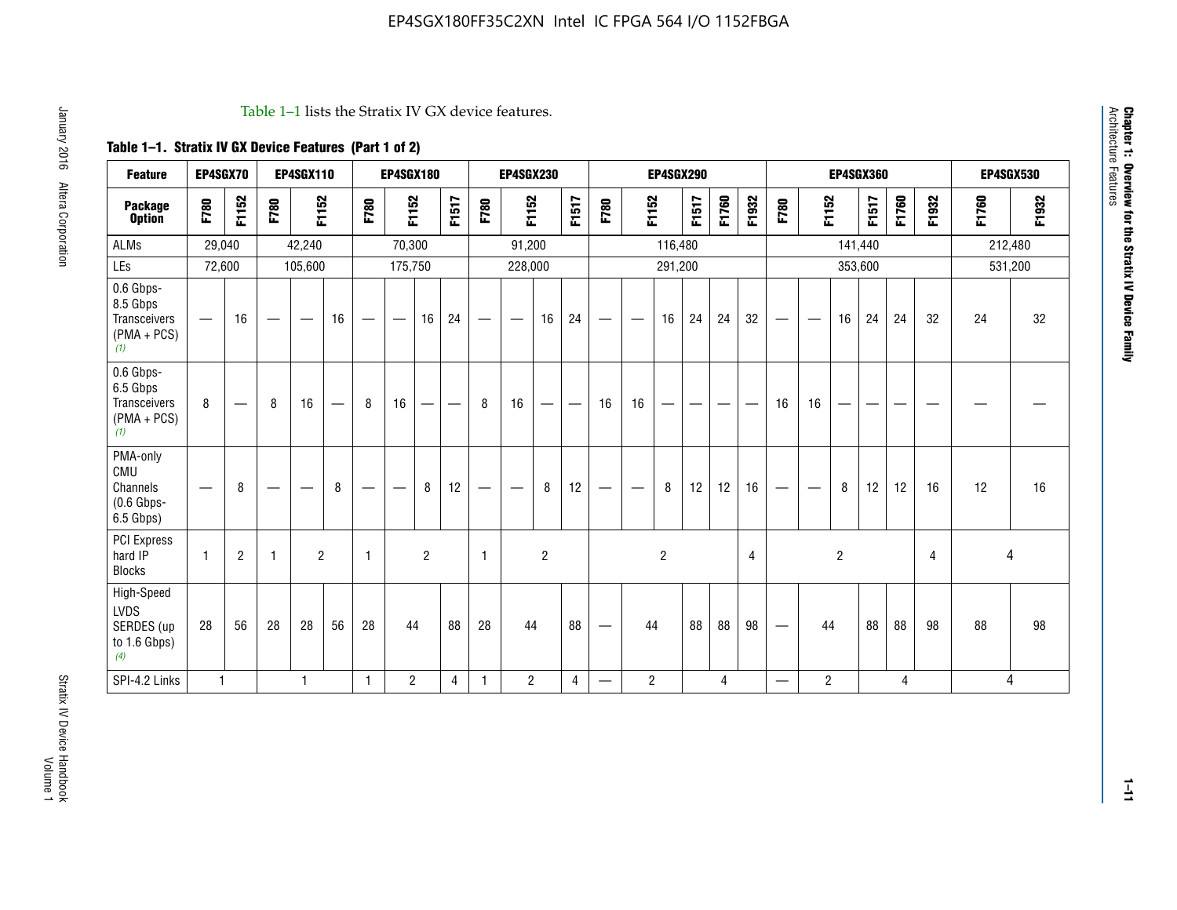Table 1–1 lists the Stratix IV GX device features.

**Table 1–1. Stratix IV GX Device Features (Part 1 of 2)**

| Feature | EP4SGX70 | | EP4SGX110 | | | EP4SGX180 | | | | EP4SGX230 | | | | EP4SGX290 | | | | | | EP4SGX360 | | | | | | EP4SGX530 | |
|---|---|---|---|---|---|---|---|---|---|---|---|---|---|---|---|---|---|---|---|---|---|---|---|---|---|---|---|
| **Package Option** | F780 | F1152 | F780 | F1152 | | F780 | F1152 | | F1517 | F780 | F1152 | | F1517 | F780 | F1152 | | F1517 | F1760 | F1932 | F780 | F1152 | | F1517 | F1760 | F1932 | F1760 | F1932 |
| ALMs | 29,040 | | 42,240 | | | 70,300 | | | | 91,200 | | | | 116,480 | | | | | | 141,440 | | | | | | 212,480 | |
| LEs | 72,600 | | 105,600 | | | 175,750 | | | | 228,000 | | | | 291,200 | | | | | | 353,600 | | | | | | 531,200 | |
| 0.6 Gbps-8.5 Gbps Transceivers (PMA + PCS) *(1)* | — | 16 | — | — | 16 | — | — | 16 | 24 | — | — | 16 | 24 | — | — | 16 | 24 | 24 | 32 | — | — | 16 | 24 | 24 | 32 | 24 | 32 |
| 0.6 Gbps-6.5 Gbps Transceivers (PMA + PCS) *(1)* | 8 | — | 8 | 16 | — | 8 | 16 | — | — | 8 | 16 | — | — | 16 | 16 | — | — | — | — | 16 | 16 | — | — | — | — | — | — |
| PMA-only CMU Channels (0.6 Gbps-6.5 Gbps) | — | 8 | — | — | 8 | — | — | 8 | 12 | — | — | 8 | 12 | — | — | 8 | 12 | 12 | 16 | — | — | 8 | 12 | 12 | 16 | 12 | 16 |
| PCI Express hard IP Blocks | 1 | 2 | 1 | 2 | | 1 | 2 | | | 1 | 2 | | | 2 | | | | | 4 | 2 | | | | | 4 | 4 | |
| High-Speed LVDS SERDES (up to 1.6 Gbps) *(4)* | 28 | 56 | 28 | 28 | 56 | 28 | 44 | | 88 | 28 | 44 | | 88 | — | 44 | | 88 | 88 | 98 | — | 44 | | 88 | 88 | 98 | 88 | 98 |
| SPI-4.2 Links | 1 | | 1 | | | 1 | 2 | | 4 | 1 | 2 | | 4 | — | 2 | | 4 | | | — | 2 | | 4 | | | 4 | |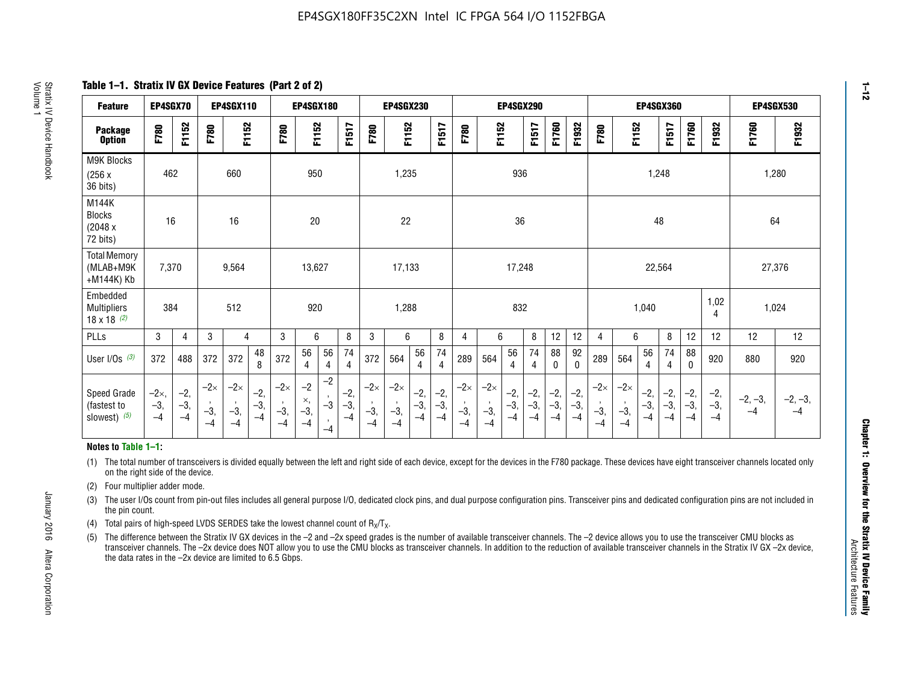**Table 1–1. Stratix IV GX Device Features (Part 2 of 2)**

| Feature | EP4SGX70 | | EP4SGX110 | | | EP4SGX180 | | | | EP4SGX230 | | | | EP4SGX290 | | | | | | EP4SGX360 | | | | | | EP4SGX530 | |
|---|---|---|---|---|---|---|---|---|---|---|---|---|---|---|---|---|---|---|---|---|---|---|---|---|---|---|---|
| Package Option | F780 | F1152 | F780 | F1152 | | F780 | F1152 | | F1517 | F780 | F1152 | | F1517 | F780 | F1152 | | F1517 | F1760 | F1932 | F780 | F1152 | | F1517 | F1760 | F1932 | F1760 | F1932 |
| M9K Blocks (256 x 36 bits) | 462 | | 660 | | | 950 | | | | 1,235 | | | | 936 | | | | | | 1,248 | | | | | | 1,280 | |
| M144K Blocks (2048 x 72 bits) | 16 | | 16 | | | 20 | | | | 22 | | | | 36 | | | | | | 48 | | | | | | 64 | |
| Total Memory (MLAB+M9K +M144K) Kb | 7,370 | | 9,564 | | | 13,627 | | | | 17,133 | | | | 17,248 | | | | | | 22,564 | | | | | | 27,376 | |
| Embedded Multipliers 18 x 18 (2) | 384 | | 512 | | | 920 | | | | 1,288 | | | | 832 | | | | | | 1,040 | | | | | 1,024 | 1,024 | |
| PLLs | 3 | 4 | 3 | 4 | | 3 | 6 | | 8 | 3 | 6 | | 8 | 4 | 6 | | 8 | 12 | 12 | 4 | 6 | | 8 | 12 | 12 | 12 | 12 |
| User I/Os (3) | 372 | 488 | 372 | 372 | 488 | 372 | 564 | 564 | 744 | 372 | 564 | 564 | 744 | 289 | 564 | 564 | 744 | 880 | 920 | 289 | 564 | 564 | 744 | 880 | 920 | 880 | 920 |
| Speed Grade (fastest to slowest) (5) | –2×, –3, –4 | –2, –3, –4 | –2×, –3, –4 | –2×, –3, –4 | –2, –3, –4 | –2×, –3, –4 | –2×, –3, –4 | –2, –3, –4 | –2, –3, –4 | –2×, –3, –4 | –2×, –3, –4 | –2, –3, –4 | –2, –3, –4 | –2×, –3, –4 | –2×, –3, –4 | –2, –3, –4 | –2, –3, –4 | –2, –3, –4 | –2, –3, –4 | –2×, –3, –4 | –2×, –3, –4 | –2, –3, –4 | –2, –3, –4 | –2, –3, –4 | –2, –3, –4 | –2, –3, –4 | –2, –3, –4 |

**Notes to Table 1–1:**

(1) The total number of transceivers is divided equally between the left and right side of each device, except for the devices in the F780 package. These devices have eight transceiver channels located only on the right side of the device.

(2) Four multiplier adder mode.

(3) The user I/Os count from pin-out files includes all general purpose I/O, dedicated clock pins, and dual purpose configuration pins. Transceiver pins and dedicated configuration pins are not included in the pin count.

(4) Total pairs of high-speed LVDS SERDES take the lowest channel count of $R_X/T_X$.

(5) The difference between the Stratix IV GX devices in the –2 and –2x speed grades is the number of available transceiver channels. The –2 device allows you to use the transceiver CMU blocks as transceiver channels. The –2x device does NOT allow you to use the CMU blocks as transceiver channels. In addition to the reduction of available transceiver channels in the Stratix IV GX –2x device, the data rates in the –2x device are limited to 6.5 Gbps.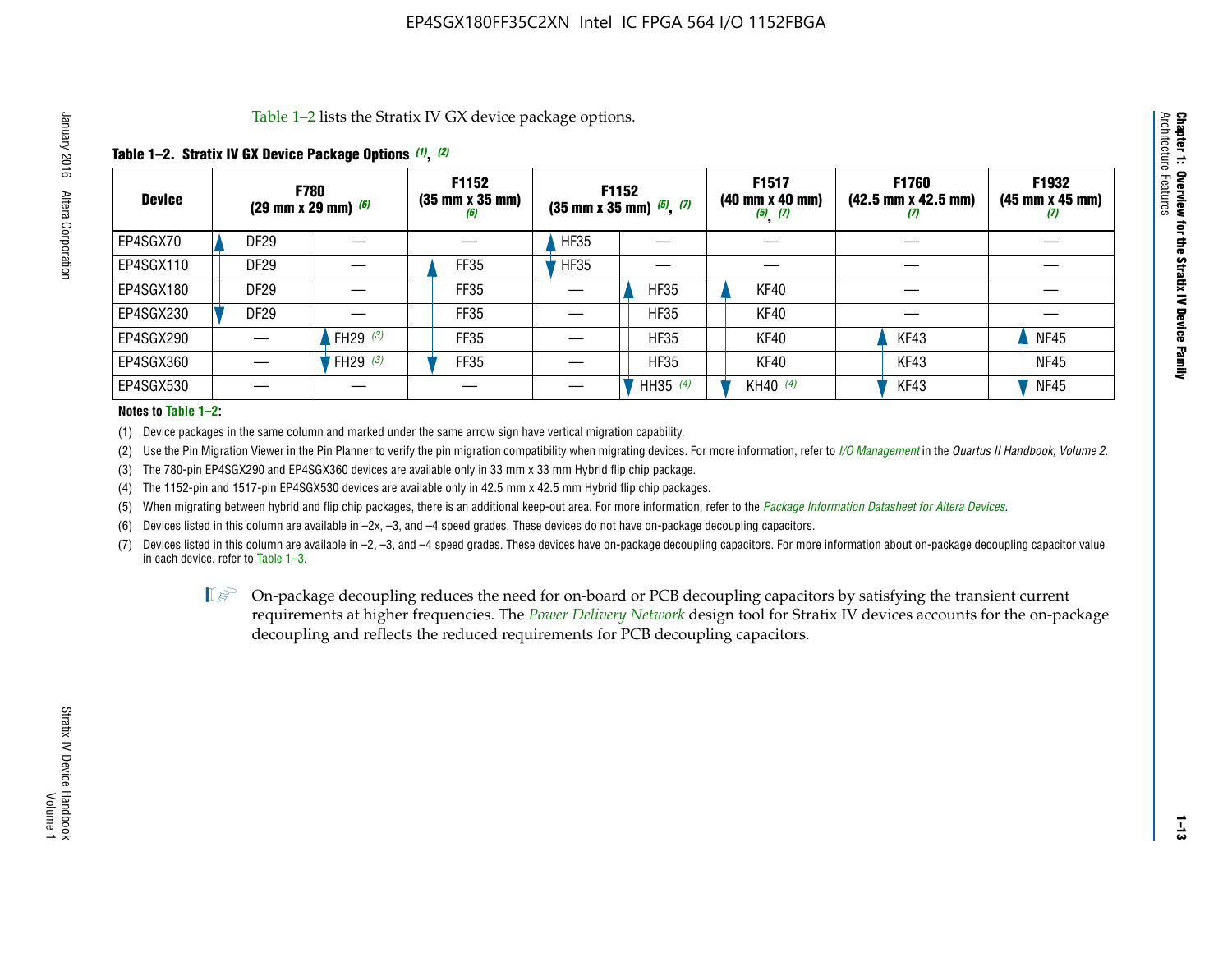Table 1–2 lists the Stratix IV GX device package options.

**Table 1–2. Stratix IV GX Device Package Options (1), (2)**

| Device | F780 (29 mm x 29 mm) (6) | | F1152 (35 mm x 35 mm) (6) | F1152 (35 mm x 35 mm) (5), (7) | | F1517 (40 mm x 40 mm) (5), (7) | F1760 (42.5 mm x 42.5 mm) (7) | F1932 (45 mm x 45 mm) (7) |
|---|---|---|---|---|---|---|---|---|
| EP4SGX70 | DF29 | — | — | HF35 | — | — | — | — |
| EP4SGX110 | DF29 | — | FF35 | HF35 | — | — | — | — |
| EP4SGX180 | DF29 | — | FF35 | — | HF35 | KF40 | — | — |
| EP4SGX230 | DF29 | — | FF35 | — | HF35 | KF40 | — | — |
| EP4SGX290 | — | FH29 (3) | FF35 | — | HF35 | KF40 | KF43 | NF45 |
| EP4SGX360 | — | FH29 (3) | FF35 | — | HF35 | KF40 | KF43 | NF45 |
| EP4SGX530 | — | — | — | — | HH35 (4) | KH40 (4) | KF43 | NF45 |

**Notes to Table 1–2:**

(1) Device packages in the same column and marked under the same arrow sign have vertical migration capability.

(2) Use the Pin Migration Viewer in the Pin Planner to verify the pin migration compatibility when migrating devices. For more information, refer to *I/O Management* in the *Quartus II Handbook, Volume 2*.

(3) The 780-pin EP4SGX290 and EP4SGX360 devices are available only in 33 mm x 33 mm Hybrid flip chip package.

(4) The 1152-pin and 1517-pin EP4SGX530 devices are available only in 42.5 mm x 42.5 mm Hybrid flip chip packages.

(5) When migrating between hybrid and flip chip packages, there is an additional keep-out area. For more information, refer to the *Package Information Datasheet for Altera Devices*.

(6) Devices listed in this column are available in –2x, –3, and –4 speed grades. These devices do not have on-package decoupling capacitors.

(7) Devices listed in this column are available in –2, –3, and –4 speed grades. These devices have on-package decoupling capacitors. For more information about on-package decoupling capacitor value in each device, refer to Table 1–3.

On-package decoupling reduces the need for on-board or PCB decoupling capacitors by satisfying the transient current requirements at higher frequencies. The *Power Delivery Network* design tool for Stratix IV devices accounts for the on-package decoupling and reflects the reduced requirements for PCB decoupling capacitors.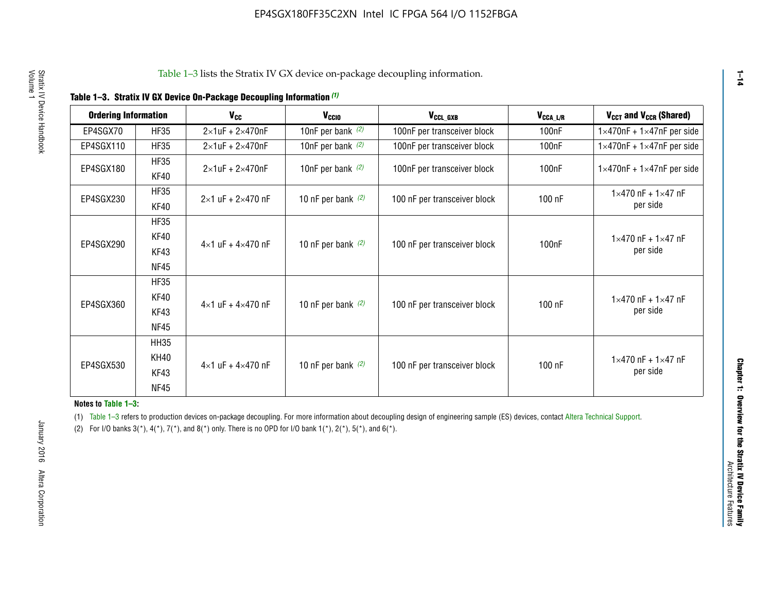Table 1–3 lists the Stratix IV GX device on-package decoupling information.

**Table 1–3. Stratix IV GX Device On-Package Decoupling Information (1)**

| Ordering Information | | $V_{CC}$ | $V_{CCIO}$ | $V_{CCL\_GXB}$ | $V_{CCA\_L/R}$ | $V_{CCT}$ and $V_{CCR}$ (Shared) |
|---|---|---|---|---|---|---|
| EP4SGX70 | HF35 | 2×1uF + 2×470nF | 10nF per bank (2) | 100nF per transceiver block | 100nF | 1×470nF + 1×47nF per side |
| EP4SGX110 | HF35 | 2×1uF + 2×470nF | 10nF per bank (2) | 100nF per transceiver block | 100nF | 1×470nF + 1×47nF per side |
| EP4SGX180 | HF35<br>KF40 | 2×1uF + 2×470nF | 10nF per bank (2) | 100nF per transceiver block | 100nF | 1×470nF + 1×47nF per side |
| EP4SGX230 | HF35<br>KF40 | 2×1 uF + 2×470 nF | 10 nF per bank (2) | 100 nF per transceiver block | 100 nF | 1×470 nF + 1×47 nF per side |
| EP4SGX290 | HF35<br>KF40<br>KF43<br>NF45 | 4×1 uF + 4×470 nF | 10 nF per bank (2) | 100 nF per transceiver block | 100nF | 1×470 nF + 1×47 nF per side |
| EP4SGX360 | HF35<br>KF40<br>KF43<br>NF45 | 4×1 uF + 4×470 nF | 10 nF per bank (2) | 100 nF per transceiver block | 100 nF | 1×470 nF + 1×47 nF per side |
| EP4SGX530 | HH35<br>KH40<br>KF43<br>NF45 | 4×1 uF + 4×470 nF | 10 nF per bank (2) | 100 nF per transceiver block | 100 nF | 1×470 nF + 1×47 nF per side |

**Notes to Table 1–3:**

(1) Table 1–3 refers to production devices on-package decoupling. For more information about decoupling design of engineering sample (ES) devices, contact Altera Technical Support.

(2) For I/O banks 3(*), 4(*), 7(*), and 8(*) only. There is no OPD for I/O bank 1(*), 2(*), 5(*), and 6(*).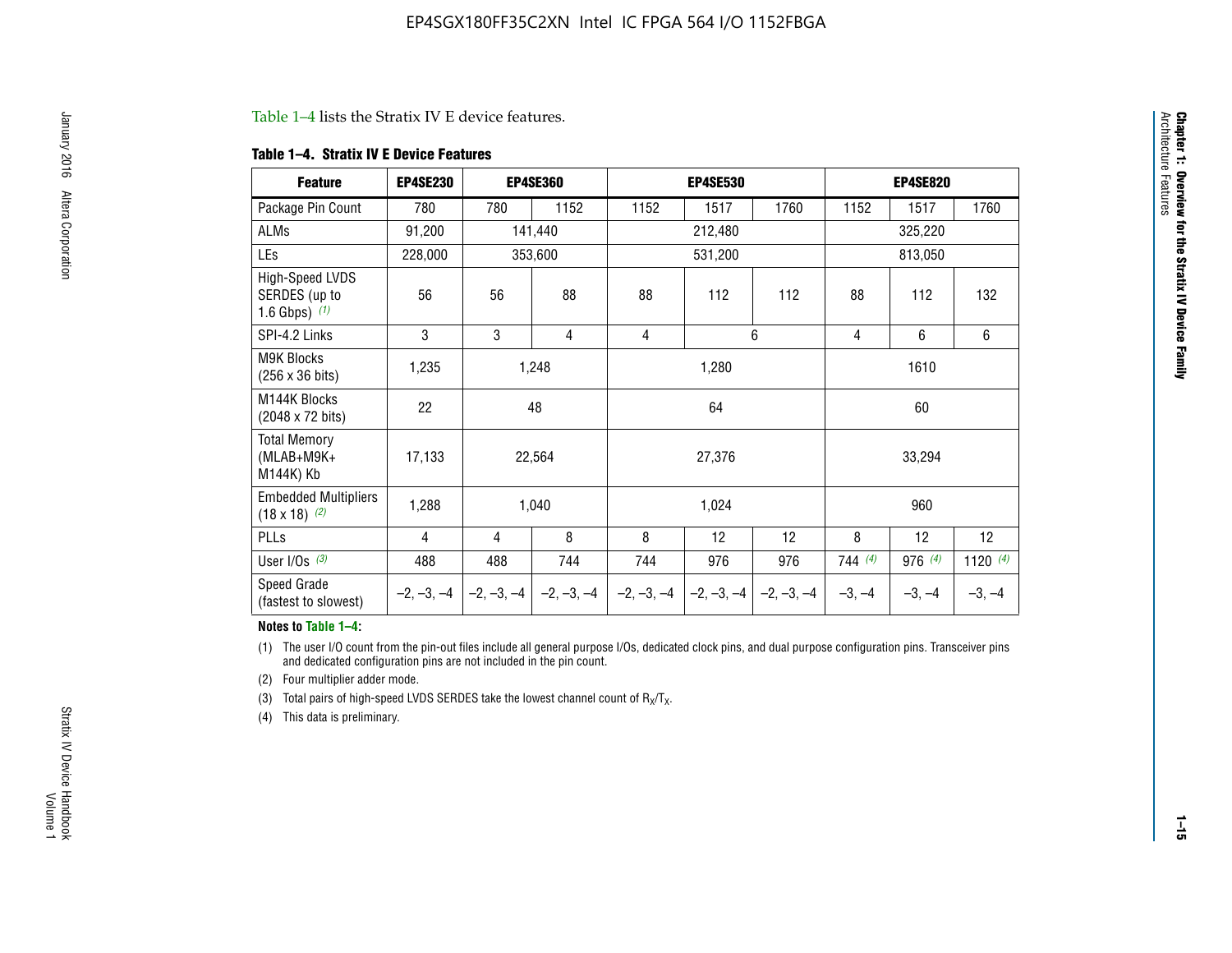Table 1–4 lists the Stratix IV E device features.

**Table 1–4. Stratix IV E Device Features**

| Feature | EP4SE230 | EP4SE360 | | EP4SE530 | | | EP4SE820 | | |
|---|---|---|---|---|---|---|---|---|---|
| Package Pin Count | 780 | 780 | 1152 | 1152 | 1517 | 1760 | 1152 | 1517 | 1760 |
| ALMs | 91,200 | 141,440 | | 212,480 | | | 325,220 | | |
| LEs | 228,000 | 353,600 | | 531,200 | | | 813,050 | | |
| High-Speed LVDS SERDES (up to 1.6 Gbps) *(1)* | 56 | 56 | 88 | 88 | 112 | 112 | 88 | 112 | 132 |
| SPI-4.2 Links | 3 | 3 | 4 | 4 | 6 | | 4 | 6 | 6 |
| M9K Blocks (256 x 36 bits) | 1,235 | 1,248 | | 1,280 | | | 1610 | | |
| M144K Blocks (2048 x 72 bits) | 22 | 48 | | 64 | | | 60 | | |
| Total Memory (MLAB+M9K+ M144K) Kb | 17,133 | 22,564 | | 27,376 | | | 33,294 | | |
| Embedded Multipliers (18 x 18) *(2)* | 1,288 | 1,040 | | 1,024 | | | 960 | | |
| PLLs | 4 | 4 | 8 | 8 | 12 | 12 | 8 | 12 | 12 |
| User I/Os *(3)* | 488 | 488 | 744 | 744 | 976 | 976 | 744 *(4)* | 976 *(4)* | 1120 *(4)* |
| Speed Grade (fastest to slowest) | –2, –3, –4 | –2, –3, –4 | –2, –3, –4 | –2, –3, –4 | –2, –3, –4 | –2, –3, –4 | –3, –4 | –3, –4 | –3, –4 |

**Notes to Table 1–4:**

(1) The user I/O count from the pin-out files include all general purpose I/Os, dedicated clock pins, and dual purpose configuration pins. Transceiver pins and dedicated configuration pins are not included in the pin count.

(2) Four multiplier adder mode.

(3) Total pairs of high-speed LVDS SERDES take the lowest channel count of $R_X/T_X$.

(4) This data is preliminary.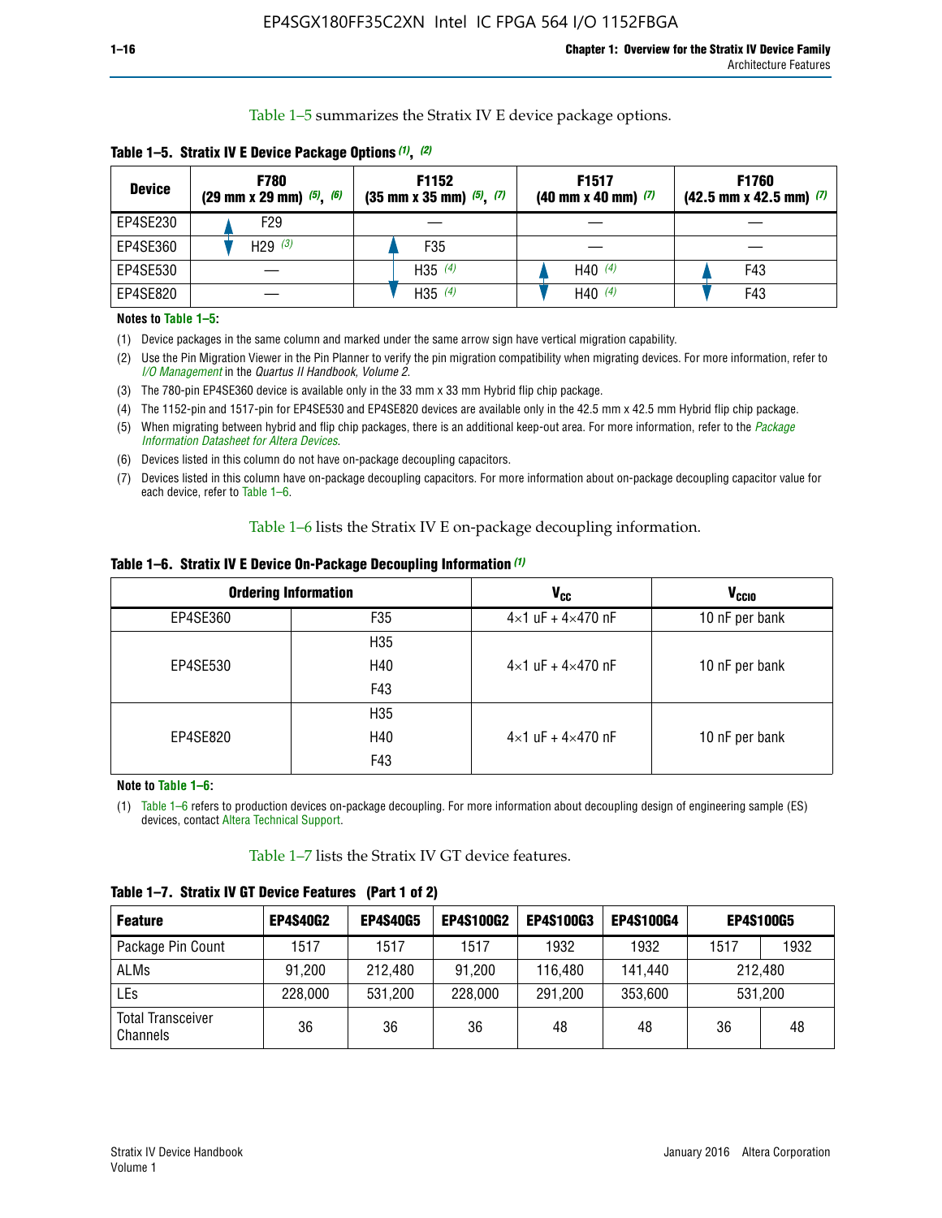Table 1–5 summarizes the Stratix IV E device package options.

**Table 1–5. Stratix IV E Device Package Options (1), (2)**

| Device | F780 (29 mm x 29 mm) (5), (6) | F1152 (35 mm x 35 mm) (5), (7) | F1517 (40 mm x 40 mm) (7) | F1760 (42.5 mm x 42.5 mm) (7) |
|---|---|---|---|---|
| EP4SE230 | F29 | — | — | — |
| EP4SE360 | H29 (3) | F35 | — | — |
| EP4SE530 | — | H35 (4) | H40 (4) | F43 |
| EP4SE820 | — | H35 (4) | H40 (4) | F43 |

**Notes to Table 1–5:**

(1) Device packages in the same column and marked under the same arrow sign have vertical migration capability.

(2) Use the Pin Migration Viewer in the Pin Planner to verify the pin migration compatibility when migrating devices. For more information, refer to *I/O Management* in the *Quartus II Handbook, Volume 2*.

(3) The 780-pin EP4SE360 device is available only in the 33 mm x 33 mm Hybrid flip chip package.

(4) The 1152-pin and 1517-pin for EP4SE530 and EP4SE820 devices are available only in the 42.5 mm x 42.5 mm Hybrid flip chip package.

(5) When migrating between hybrid and flip chip packages, there is an additional keep-out area. For more information, refer to the *Package Information Datasheet for Altera Devices*.

(6) Devices listed in this column do not have on-package decoupling capacitors.

(7) Devices listed in this column have on-package decoupling capacitors. For more information about on-package decoupling capacitor value for each device, refer to Table 1–6.

Table 1–6 lists the Stratix IV E on-package decoupling information.

**Table 1–6. Stratix IV E Device On-Package Decoupling Information (1)**

| Ordering Information | | $V_{CC}$ | $V_{CCIO}$ |
|---|---|---|---|
| EP4SE360 | F35 | 4×1 uF + 4×470 nF | 10 nF per bank |
| EP4SE530 | H35<br>H40<br>F43 | 4×1 uF + 4×470 nF | 10 nF per bank |
| EP4SE820 | H35<br>H40<br>F43 | 4×1 uF + 4×470 nF | 10 nF per bank |

**Note to Table 1–6:**

(1) Table 1–6 refers to production devices on-package decoupling. For more information about decoupling design of engineering sample (ES) devices, contact Altera Technical Support.

Table 1–7 lists the Stratix IV GT device features.

**Table 1–7. Stratix IV GT Device Features (Part 1 of 2)**

| Feature | EP4S40G2 | EP4S40G5 | EP4S100G2 | EP4S100G3 | EP4S100G4 | EP4S100G5 | |
|---|---|---|---|---|---|---|---|
| Package Pin Count | 1517 | 1517 | 1517 | 1932 | 1932 | 1517 | 1932 |
| ALMs | 91,200 | 212,480 | 91,200 | 116,480 | 141,440 | 212,480 | |
| LEs | 228,000 | 531,200 | 228,000 | 291,200 | 353,600 | 531,200 | |
| Total Transceiver Channels | 36 | 36 | 36 | 48 | 48 | 36 | 48 |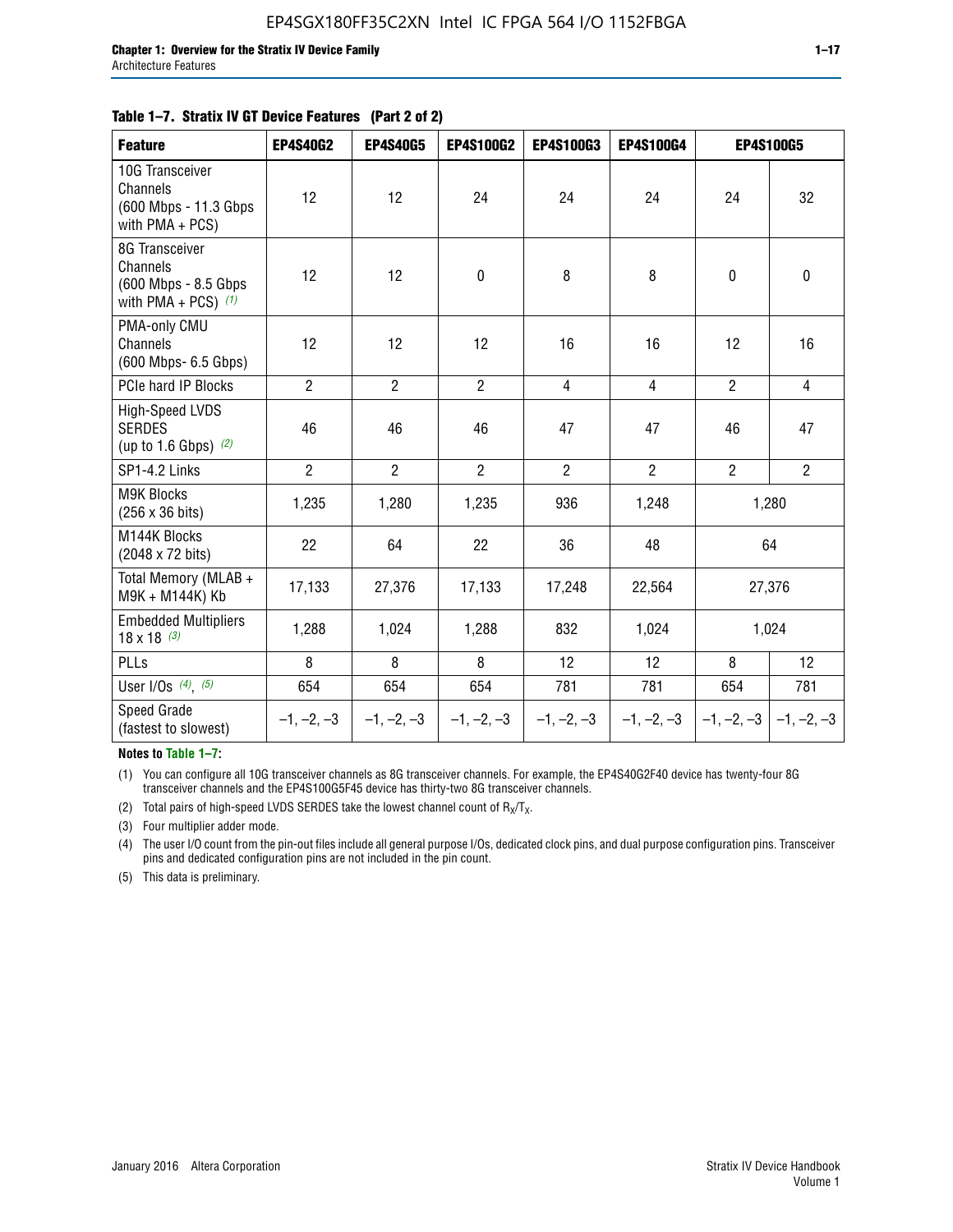**Table 1–7. Stratix IV GT Device Features (Part 2 of 2)**

| Feature | EP4S40G2 | EP4S40G5 | EP4S100G2 | EP4S100G3 | EP4S100G4 | EP4S100G5 | |
|---|---|---|---|---|---|---|---|
| 10G Transceiver Channels (600 Mbps - 11.3 Gbps with PMA + PCS) | 12 | 12 | 24 | 24 | 24 | 24 | 32 |
| 8G Transceiver Channels (600 Mbps - 8.5 Gbps with PMA + PCS) (1) | 12 | 12 | 0 | 8 | 8 | 0 | 0 |
| PMA-only CMU Channels (600 Mbps- 6.5 Gbps) | 12 | 12 | 12 | 16 | 16 | 12 | 16 |
| PCIe hard IP Blocks | 2 | 2 | 2 | 4 | 4 | 2 | 4 |
| High-Speed LVDS SERDES (up to 1.6 Gbps) (2) | 46 | 46 | 46 | 47 | 47 | 46 | 47 |
| SP1-4.2 Links | 2 | 2 | 2 | 2 | 2 | 2 | 2 |
| M9K Blocks (256 x 36 bits) | 1,235 | 1,280 | 1,235 | 936 | 1,248 | 1,280 | |
| M144K Blocks (2048 x 72 bits) | 22 | 64 | 22 | 36 | 48 | 64 | |
| Total Memory (MLAB + M9K + M144K) Kb | 17,133 | 27,376 | 17,133 | 17,248 | 22,564 | 27,376 | |
| Embedded Multipliers 18 x 18 (3) | 1,288 | 1,024 | 1,288 | 832 | 1,024 | 1,024 | |
| PLLs | 8 | 8 | 8 | 12 | 12 | 8 | 12 |
| User I/Os (4), (5) | 654 | 654 | 654 | 781 | 781 | 654 | 781 |
| Speed Grade (fastest to slowest) | –1, –2, –3 | –1, –2, –3 | –1, –2, –3 | –1, –2, –3 | –1, –2, –3 | –1, –2, –3 | –1, –2, –3 |

**Notes to Table 1–7:**

(1) You can configure all 10G transceiver channels as 8G transceiver channels. For example, the EP4S40G2F40 device has twenty-four 8G transceiver channels and the EP4S100G5F45 device has thirty-two 8G transceiver channels.

(2) Total pairs of high-speed LVDS SERDES take the lowest channel count of $R_X/T_X$.

(3) Four multiplier adder mode.

(4) The user I/O count from the pin-out files include all general purpose I/Os, dedicated clock pins, and dual purpose configuration pins. Transceiver pins and dedicated configuration pins are not included in the pin count.

(5) This data is preliminary.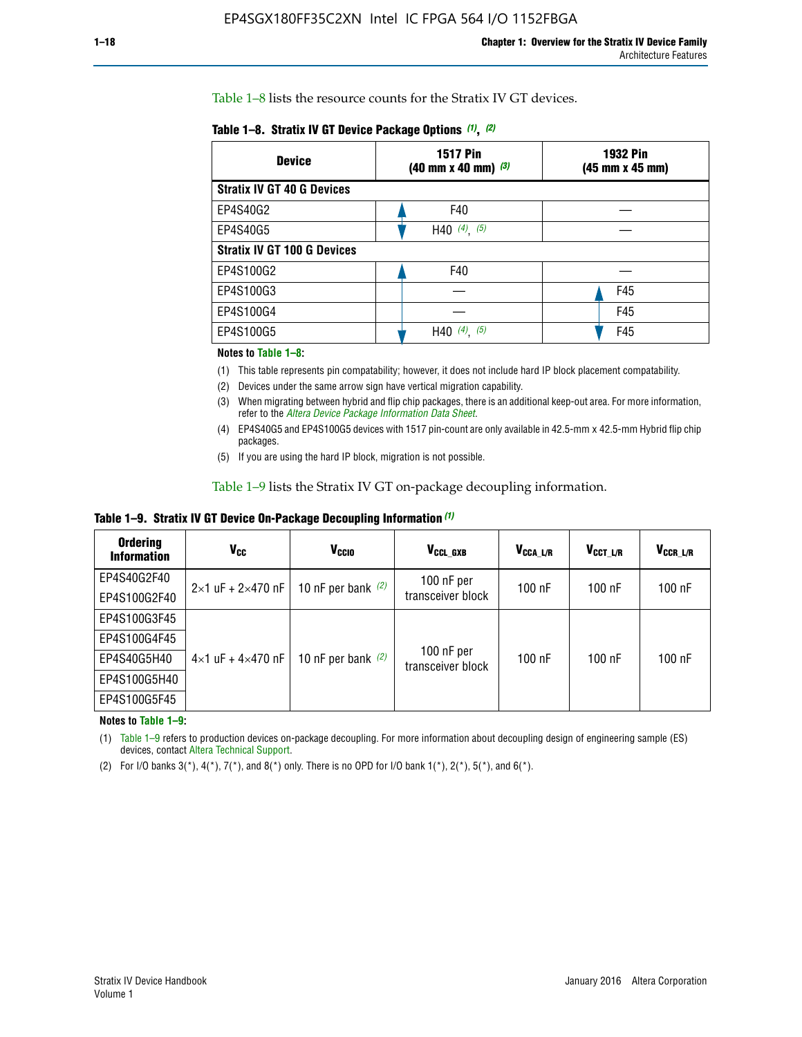Table 1–8 lists the resource counts for the Stratix IV GT devices.

**Table 1–8. Stratix IV GT Device Package Options (1), (2)**

| Device | 1517 Pin (40 mm x 40 mm) (3) | 1932 Pin (45 mm x 45 mm) |
|---|---|---|
| **Stratix IV GT 40 G Devices** | | |
| EP4S40G2 | F40 | — |
| EP4S40G5 | H40 (4), (5) | — |
| **Stratix IV GT 100 G Devices** | | |
| EP4S100G2 | F40 | — |
| EP4S100G3 | — | F45 |
| EP4S100G4 | — | F45 |
| EP4S100G5 | H40 (4), (5) | F45 |

**Notes to Table 1–8:**

(1) This table represents pin compatability; however, it does not include hard IP block placement compatability.

(2) Devices under the same arrow sign have vertical migration capability.

(3) When migrating between hybrid and flip chip packages, there is an additional keep-out area. For more information, refer to the *Altera Device Package Information Data Sheet*.

(4) EP4S40G5 and EP4S100G5 devices with 1517 pin-count are only available in 42.5-mm x 42.5-mm Hybrid flip chip packages.

(5) If you are using the hard IP block, migration is not possible.

Table 1–9 lists the Stratix IV GT on-package decoupling information.

**Table 1–9. Stratix IV GT Device On-Package Decoupling Information (1)**

| Ordering Information | $V_{CC}$ | $V_{CCIO}$ | $V_{CCL\_GXB}$ | $V_{CCA\_L/R}$ | $V_{CCT\_L/R}$ | $V_{CCR\_L/R}$ |
|---|---|---|---|---|---|---|
| EP4S40G2F40 | 2×1 uF + 2×470 nF | 10 nF per bank (2) | 100 nF per transceiver block | 100 nF | 100 nF | 100 nF |
| EP4S100G2F40 | | | | | | |
| EP4S100G3F45 | 4×1 uF + 4×470 nF | 10 nF per bank (2) | 100 nF per transceiver block | 100 nF | 100 nF | 100 nF |
| EP4S100G4F45 | | | | | | |
| EP4S40G5H40 | | | | | | |
| EP4S100G5H40 | | | | | | |
| EP4S100G5F45 | | | | | | |

**Notes to Table 1–9:**

(1) Table 1–9 refers to production devices on-package decoupling. For more information about decoupling design of engineering sample (ES) devices, contact Altera Technical Support.

(2) For I/O banks 3(*), 4(*), 7(*), and 8(*) only. There is no OPD for I/O bank 1(*), 2(*), 5(*), and 6(*).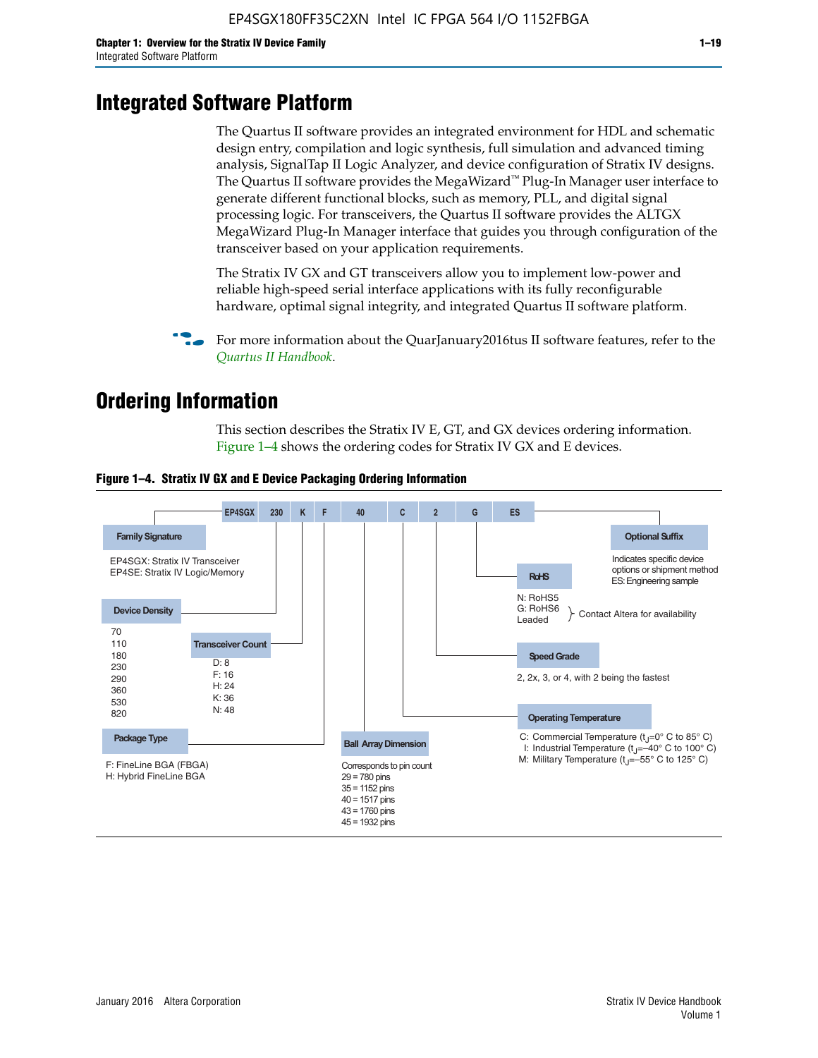# Integrated Software Platform

The Quartus II software provides an integrated environment for HDL and schematic design entry, compilation and logic synthesis, full simulation and advanced timing analysis, SignalTap II Logic Analyzer, and device configuration of Stratix IV designs. The Quartus II software provides the MegaWizard™ Plug-In Manager user interface to generate different functional blocks, such as memory, PLL, and digital signal processing logic. For transceivers, the Quartus II software provides the ALTGX MegaWizard Plug-In Manager interface that guides you through configuration of the transceiver based on your application requirements.

The Stratix IV GX and GT transceivers allow you to implement low-power and reliable high-speed serial interface applications with its fully reconfigurable hardware, optimal signal integrity, and integrated Quartus II software platform.

For more information about the QuarJanuary2016tus II software features, refer to the *Quartus II Handbook*.

# Ordering Information

This section describes the Stratix IV E, GT, and GX devices ordering information. Figure 1–4 shows the ordering codes for Stratix IV GX and E devices.

**Figure 1–4. Stratix IV GX and E Device Packaging Ordering Information**

EP4SGX 230 K F 40 C 2 G ES

**Family Signature**
- EP4SGX: Stratix IV Transceiver
- EP4SE: Stratix IV Logic/Memory

**Device Density**
70, 110, 180, 230, 290, 360, 530, 820

**Transceiver Count**
- D: 8
- F: 16
- H: 24
- K: 36
- N: 48

**Package Type**
- F: FineLine BGA (FBGA)
- H: Hybrid FineLine BGA

**Ball Array Dimension**
Corresponds to pin count
- 29 = 780 pins
- 35 = 1152 pins
- 40 = 1517 pins
- 43 = 1760 pins
- 45 = 1932 pins

**Operating Temperature**
- C: Commercial Temperature ($t_J$=0° C to 85° C)
- I: Industrial Temperature ($t_J$=–40° C to 100° C)
- M: Military Temperature ($t_J$=–55° C to 125° C)

**Speed Grade**
2, 2x, 3, or 4, with 2 being the fastest

**RoHS**
- N: RoHS5
- G: RoHS6
- Leaded

Contact Altera for availability

**Optional Suffix**
Indicates specific device options or shipment method
ES: Engineering sample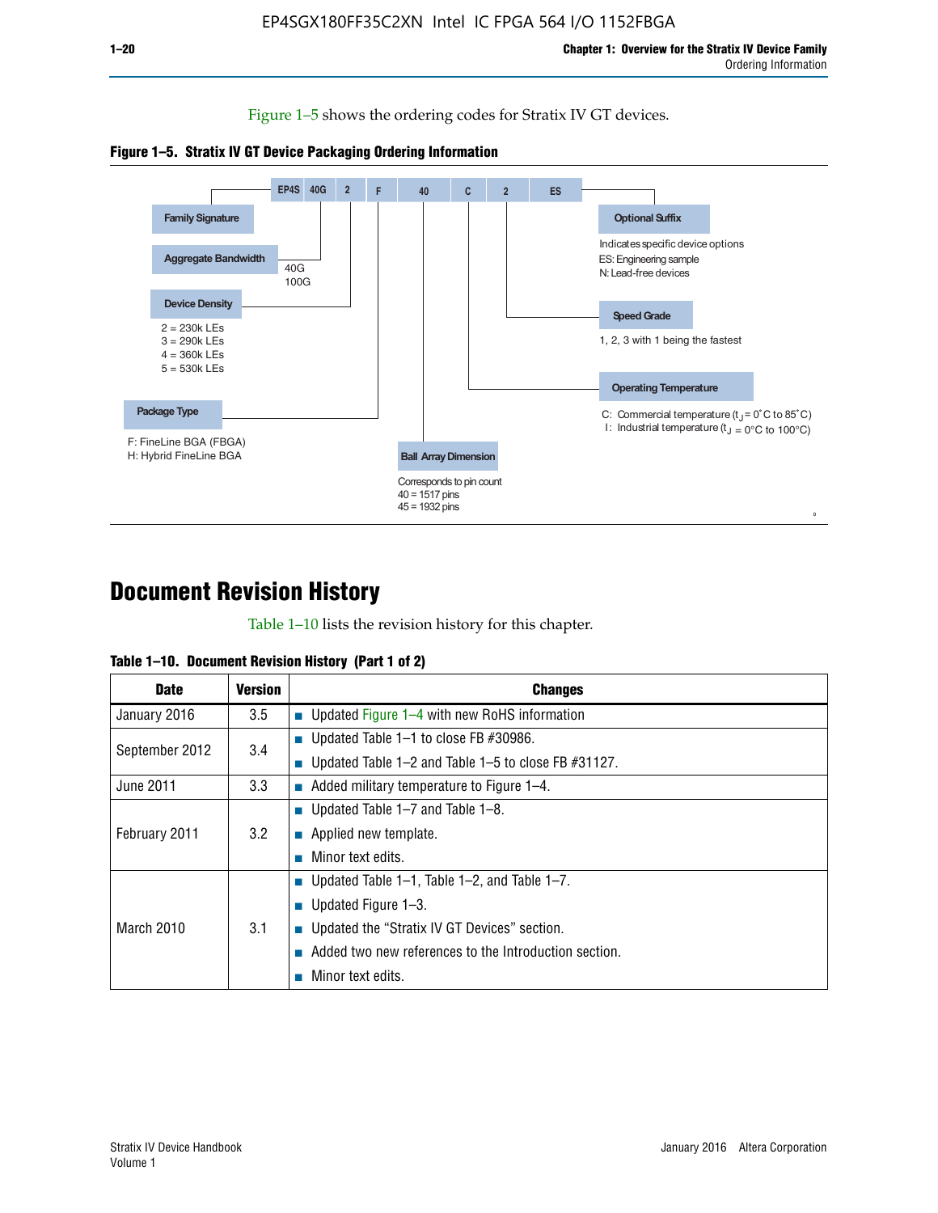Figure 1–5 shows the ordering codes for Stratix IV GT devices.

**Figure 1–5. Stratix IV GT Device Packaging Ordering Information**

EP4S 40G 2 F 40 C 2 ES

- **Family Signature**
- **Aggregate Bandwidth**: 40G, 100G
- **Device Density**:
  - 2 = 230k LEs
  - 3 = 290k LEs
  - 4 = 360k LEs
  - 5 = 530k LEs
- **Package Type**:
  - F: FineLine BGA (FBGA)
  - H: Hybrid FineLine BGA
- **Ball Array Dimension**: Corresponds to pin count
  - 40 = 1517 pins
  - 45 = 1932 pins
- **Operating Temperature**:
  - C: Commercial temperature ($t_J$ = 0˚C to 85˚C)
  - I: Industrial temperature ($t_J$ = 0°C to 100°C)
- **Speed Grade**: 1, 2, 3 with 1 being the fastest
- **Optional Suffix**: Indicates specific device options
  - ES: Engineering sample
  - N: Lead-free devices

# Document Revision History

Table 1–10 lists the revision history for this chapter.

**Table 1–10. Document Revision History (Part 1 of 2)**

| Date | Version | Changes |
|---|---|---|
| January 2016 | 3.5 | ■ Updated Figure 1–4 with new RoHS information |
| September 2012 | 3.4 | ■ Updated Table 1–1 to close FB #30986.<br>■ Updated Table 1–2 and Table 1–5 to close FB #31127. |
| June 2011 | 3.3 | ■ Added military temperature to Figure 1–4. |
| February 2011 | 3.2 | ■ Updated Table 1–7 and Table 1–8.<br>■ Applied new template.<br>■ Minor text edits. |
| March 2010 | 3.1 | ■ Updated Table 1–1, Table 1–2, and Table 1–7.<br>■ Updated Figure 1–3.<br>■ Updated the “Stratix IV GT Devices” section.<br>■ Added two new references to the Introduction section.<br>■ Minor text edits. |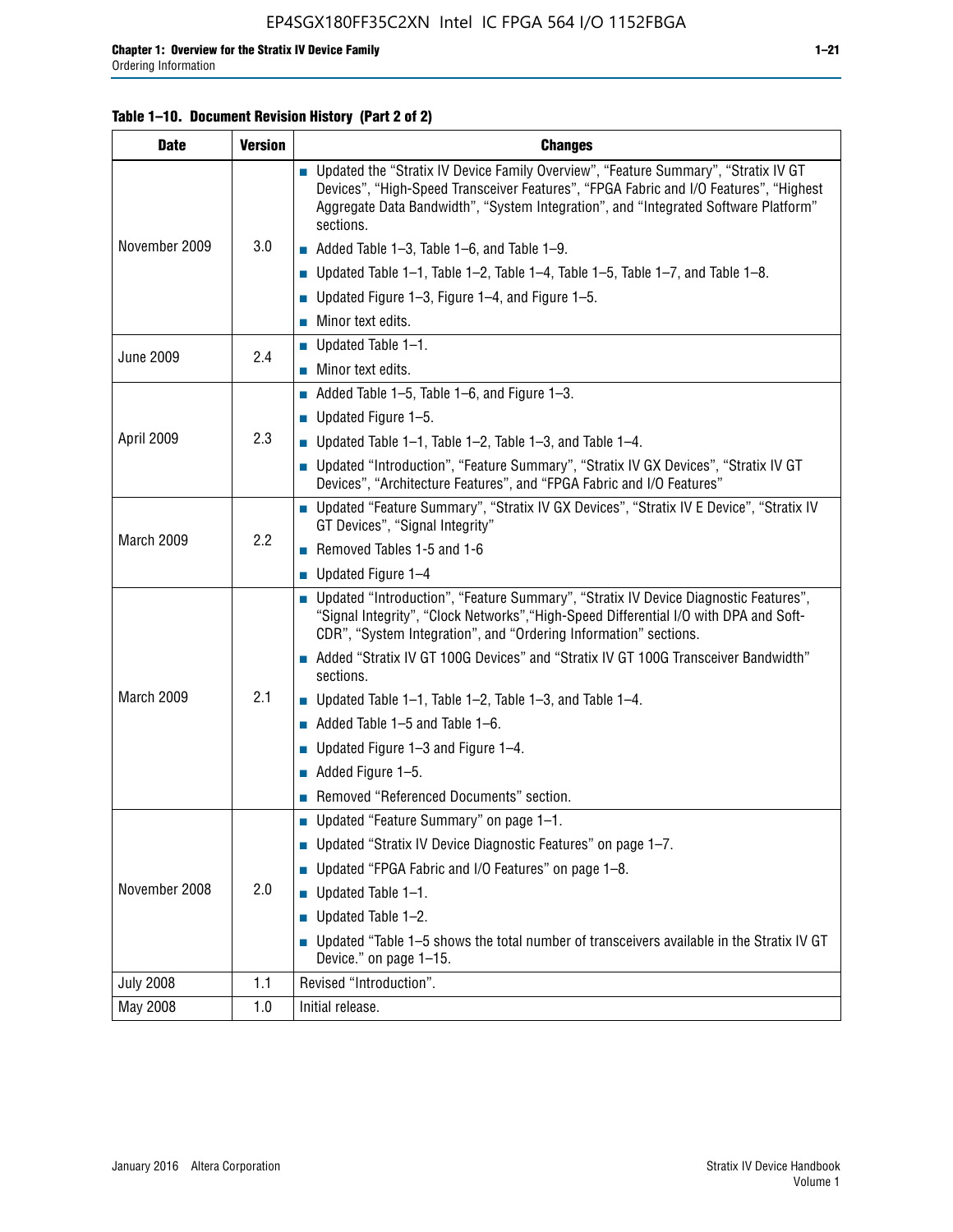**Table 1–10. Document Revision History (Part 2 of 2)**

| Date | Version | Changes |
|---|---|---|
| November 2009 | 3.0 | ■ Updated the “Stratix IV Device Family Overview”, “Feature Summary”, “Stratix IV GT Devices”, “High-Speed Transceiver Features”, “FPGA Fabric and I/O Features”, “Highest Aggregate Data Bandwidth”, “System Integration”, and “Integrated Software Platform” sections.<br>■ Added Table 1–3, Table 1–6, and Table 1–9.<br>■ Updated Table 1–1, Table 1–2, Table 1–4, Table 1–5, Table 1–7, and Table 1–8.<br>■ Updated Figure 1–3, Figure 1–4, and Figure 1–5.<br>■ Minor text edits. |
| June 2009 | 2.4 | ■ Updated Table 1–1.<br>■ Minor text edits. |
| April 2009 | 2.3 | ■ Added Table 1–5, Table 1–6, and Figure 1–3.<br>■ Updated Figure 1–5.<br>■ Updated Table 1–1, Table 1–2, Table 1–3, and Table 1–4.<br>■ Updated “Introduction”, “Feature Summary”, “Stratix IV GX Devices”, “Stratix IV GT Devices”, “Architecture Features”, and “FPGA Fabric and I/O Features” |
| March 2009 | 2.2 | ■ Updated “Feature Summary”, “Stratix IV GX Devices”, “Stratix IV E Device”, “Stratix IV GT Devices”, “Signal Integrity”<br>■ Removed Tables 1-5 and 1-6<br>■ Updated Figure 1–4 |
| March 2009 | 2.1 | ■ Updated “Introduction”, “Feature Summary”, “Stratix IV Device Diagnostic Features”, “Signal Integrity”, “Clock Networks”,“High-Speed Differential I/O with DPA and Soft-CDR”, “System Integration”, and “Ordering Information” sections.<br>■ Added “Stratix IV GT 100G Devices” and “Stratix IV GT 100G Transceiver Bandwidth” sections.<br>■ Updated Table 1–1, Table 1–2, Table 1–3, and Table 1–4.<br>■ Added Table 1–5 and Table 1–6.<br>■ Updated Figure 1–3 and Figure 1–4.<br>■ Added Figure 1–5.<br>■ Removed “Referenced Documents” section. |
| November 2008 | 2.0 | ■ Updated “Feature Summary” on page 1–1.<br>■ Updated “Stratix IV Device Diagnostic Features” on page 1–7.<br>■ Updated “FPGA Fabric and I/O Features” on page 1–8.<br>■ Updated Table 1–1.<br>■ Updated Table 1–2.<br>■ Updated “Table 1–5 shows the total number of transceivers available in the Stratix IV GT Device.” on page 1–15. |
| July 2008 | 1.1 | Revised “Introduction”. |
| May 2008 | 1.0 | Initial release. |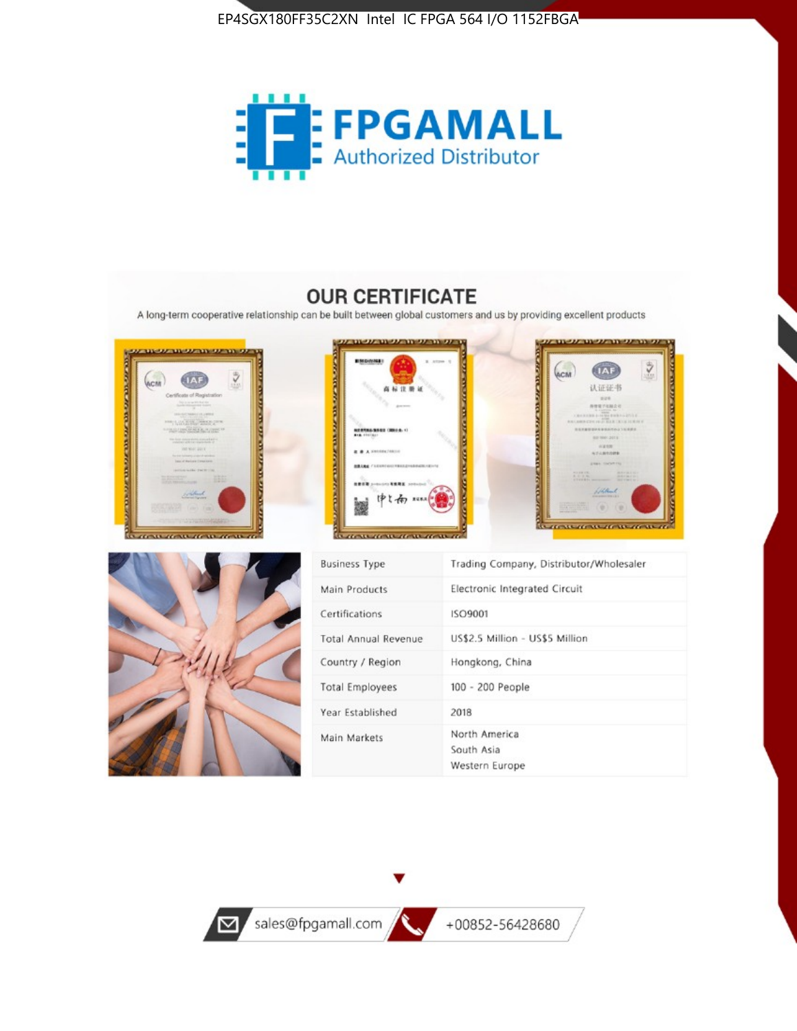FPGAMALL
Authorized Distributor

## OUR CERTIFICATE

A long-term cooperative relationship can be built between global customers and us by providing excellent products

| | |
|---|---|
| Business Type | Trading Company, Distributor/Wholesaler |
| Main Products | Electronic Integrated Circuit |
| Certifications | ISO9001 |
| Total Annual Revenue | US$2.5 Million - US$5 Million |
| Country / Region | Hongkong, China |
| Total Employees | 100 - 200 People |
| Year Established | 2018 |
| Main Markets | North America<br>South Asia<br>Western Europe |

sales@fpgamall.com +00852-56428680